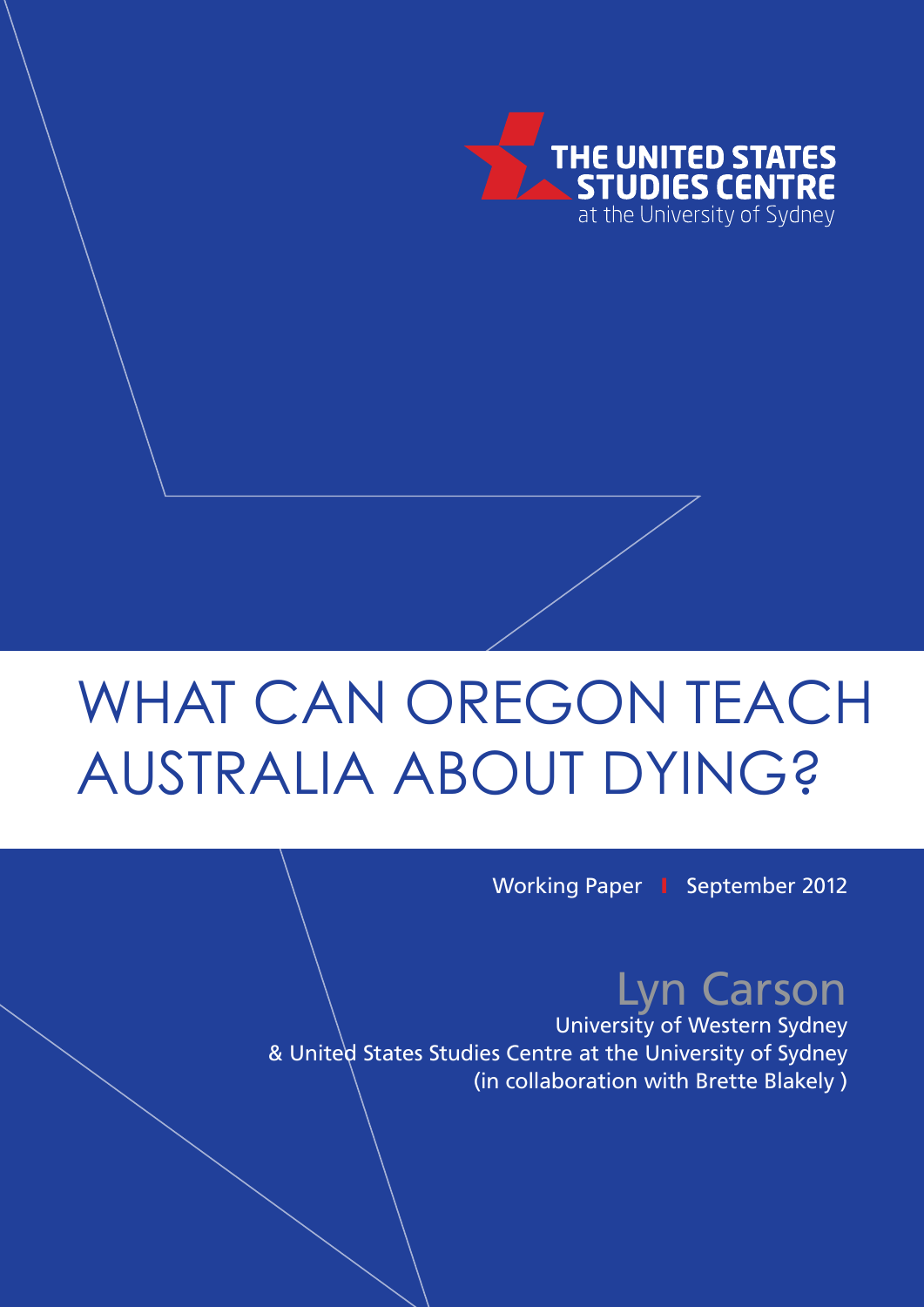THE UNITED STATES STUDIES CENTRE
at the University of Sydney

# WHAT CAN OREGON TEACH AUSTRALIA ABOUT DYING?

Working Paper | September 2012

## Lyn Carson

University of Western Sydney
& United States Studies Centre at the University of Sydney
(in collaboration with Brette Blakely )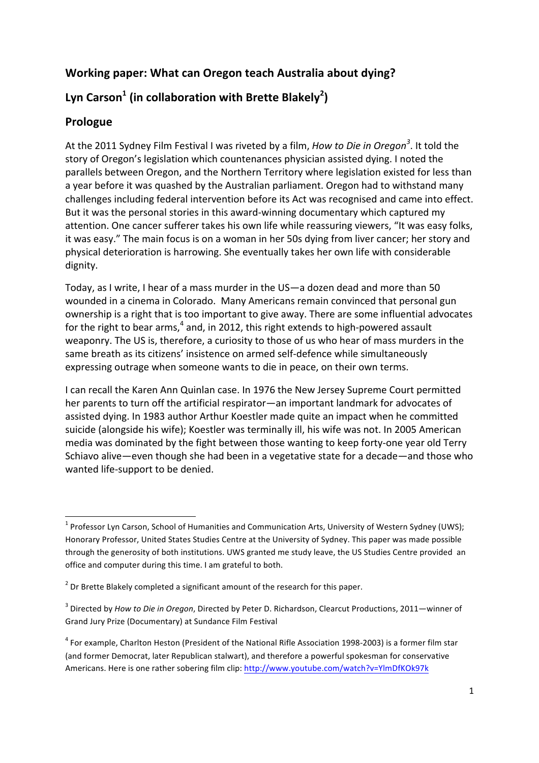## Working paper: What can Oregon teach Australia about dying?

## Lyn Carson[1] (in collaboration with Brette Blakely[2])

## Prologue

At the 2011 Sydney Film Festival I was riveted by a film, *How to Die in Oregon*[3]. It told the story of Oregon's legislation which countenances physician assisted dying. I noted the parallels between Oregon, and the Northern Territory where legislation existed for less than a year before it was quashed by the Australian parliament. Oregon had to withstand many challenges including federal intervention before its Act was recognised and came into effect. But it was the personal stories in this award-winning documentary which captured my attention. One cancer sufferer takes his own life while reassuring viewers, "It was easy folks, it was easy." The main focus is on a woman in her 50s dying from liver cancer; her story and physical deterioration is harrowing. She eventually takes her own life with considerable dignity.

Today, as I write, I hear of a mass murder in the US—a dozen dead and more than 50 wounded in a cinema in Colorado. Many Americans remain convinced that personal gun ownership is a right that is too important to give away. There are some influential advocates for the right to bear arms,[4] and, in 2012, this right extends to high-powered assault weaponry. The US is, therefore, a curiosity to those of us who hear of mass murders in the same breath as its citizens' insistence on armed self-defence while simultaneously expressing outrage when someone wants to die in peace, on their own terms.

I can recall the Karen Ann Quinlan case. In 1976 the New Jersey Supreme Court permitted her parents to turn off the artificial respirator—an important landmark for advocates of assisted dying. In 1983 author Arthur Koestler made quite an impact when he committed suicide (alongside his wife); Koestler was terminally ill, his wife was not. In 2005 American media was dominated by the fight between those wanting to keep forty-one year old Terry Schiavo alive—even though she had been in a vegetative state for a decade—and those who wanted life-support to be denied.

---

[1] Professor Lyn Carson, School of Humanities and Communication Arts, University of Western Sydney (UWS); Honorary Professor, United States Studies Centre at the University of Sydney. This paper was made possible through the generosity of both institutions. UWS granted me study leave, the US Studies Centre provided an office and computer during this time. I am grateful to both.

[2] Dr Brette Blakely completed a significant amount of the research for this paper.

[3] Directed by *How to Die in Oregon*, Directed by Peter D. Richardson, Clearcut Productions, 2011—winner of Grand Jury Prize (Documentary) at Sundance Film Festival

[4] For example, Charlton Heston (President of the National Rifle Association 1998-2003) is a former film star (and former Democrat, later Republican stalwart), and therefore a powerful spokesman for conservative Americans. Here is one rather sobering film clip: http://www.youtube.com/watch?v=YlmDfKOk97k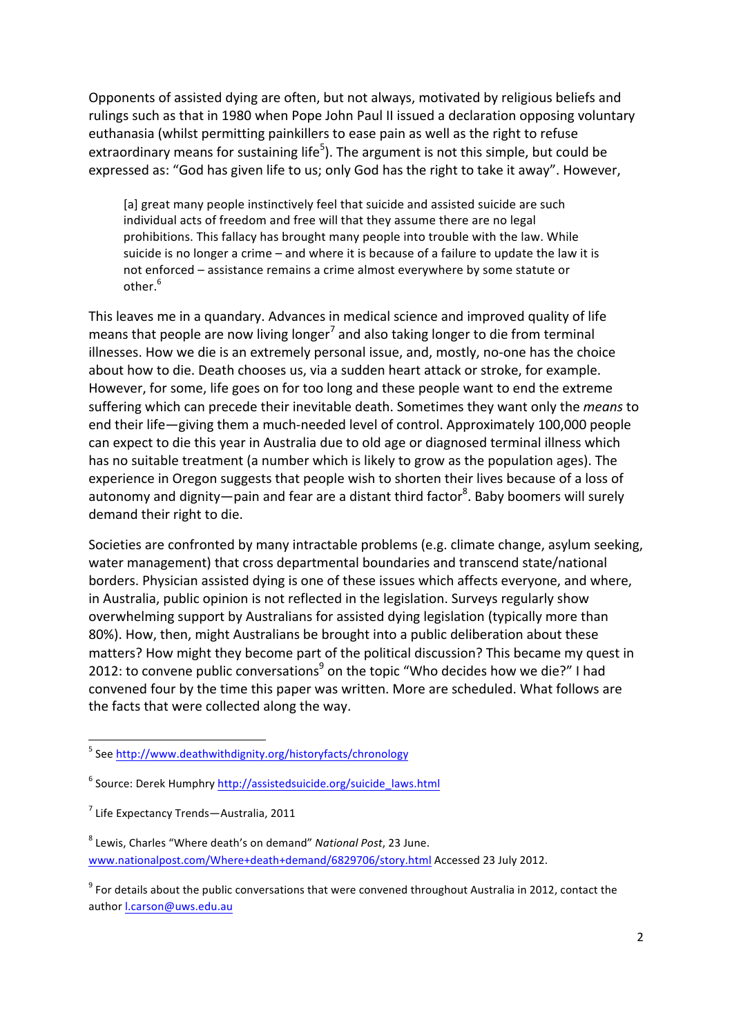Opponents of assisted dying are often, but not always, motivated by religious beliefs and rulings such as that in 1980 when Pope John Paul II issued a declaration opposing voluntary euthanasia (whilst permitting painkillers to ease pain as well as the right to refuse extraordinary means for sustaining life[5]). The argument is not this simple, but could be expressed as: "God has given life to us; only God has the right to take it away". However,

> [a] great many people instinctively feel that suicide and assisted suicide are such individual acts of freedom and free will that they assume there are no legal prohibitions. This fallacy has brought many people into trouble with the law. While suicide is no longer a crime – and where it is because of a failure to update the law it is not enforced – assistance remains a crime almost everywhere by some statute or other.[6]

This leaves me in a quandary. Advances in medical science and improved quality of life means that people are now living longer[7] and also taking longer to die from terminal illnesses. How we die is an extremely personal issue, and, mostly, no-one has the choice about how to die. Death chooses us, via a sudden heart attack or stroke, for example. However, for some, life goes on for too long and these people want to end the extreme suffering which can precede their inevitable death. Sometimes they want only the *means* to end their life—giving them a much-needed level of control. Approximately 100,000 people can expect to die this year in Australia due to old age or diagnosed terminal illness which has no suitable treatment (a number which is likely to grow as the population ages). The experience in Oregon suggests that people wish to shorten their lives because of a loss of autonomy and dignity—pain and fear are a distant third factor[8]. Baby boomers will surely demand their right to die.

Societies are confronted by many intractable problems (e.g. climate change, asylum seeking, water management) that cross departmental boundaries and transcend state/national borders. Physician assisted dying is one of these issues which affects everyone, and where, in Australia, public opinion is not reflected in the legislation. Surveys regularly show overwhelming support by Australians for assisted dying legislation (typically more than 80%). How, then, might Australians be brought into a public deliberation about these matters? How might they become part of the political discussion? This became my quest in 2012: to convene public conversations[9] on the topic "Who decides how we die?" I had convened four by the time this paper was written. More are scheduled. What follows are the facts that were collected along the way.

---

[5] See http://www.deathwithdignity.org/historyfacts/chronology

[6] Source: Derek Humphry http://assistedsuicide.org/suicide_laws.html

[7] Life Expectancy Trends—Australia, 2011

[8] Lewis, Charles "Where death's on demand" *National Post*, 23 June. www.nationalpost.com/Where+death+demand/6829706/story.html Accessed 23 July 2012.

[9] For details about the public conversations that were convened throughout Australia in 2012, contact the author l.carson@uws.edu.au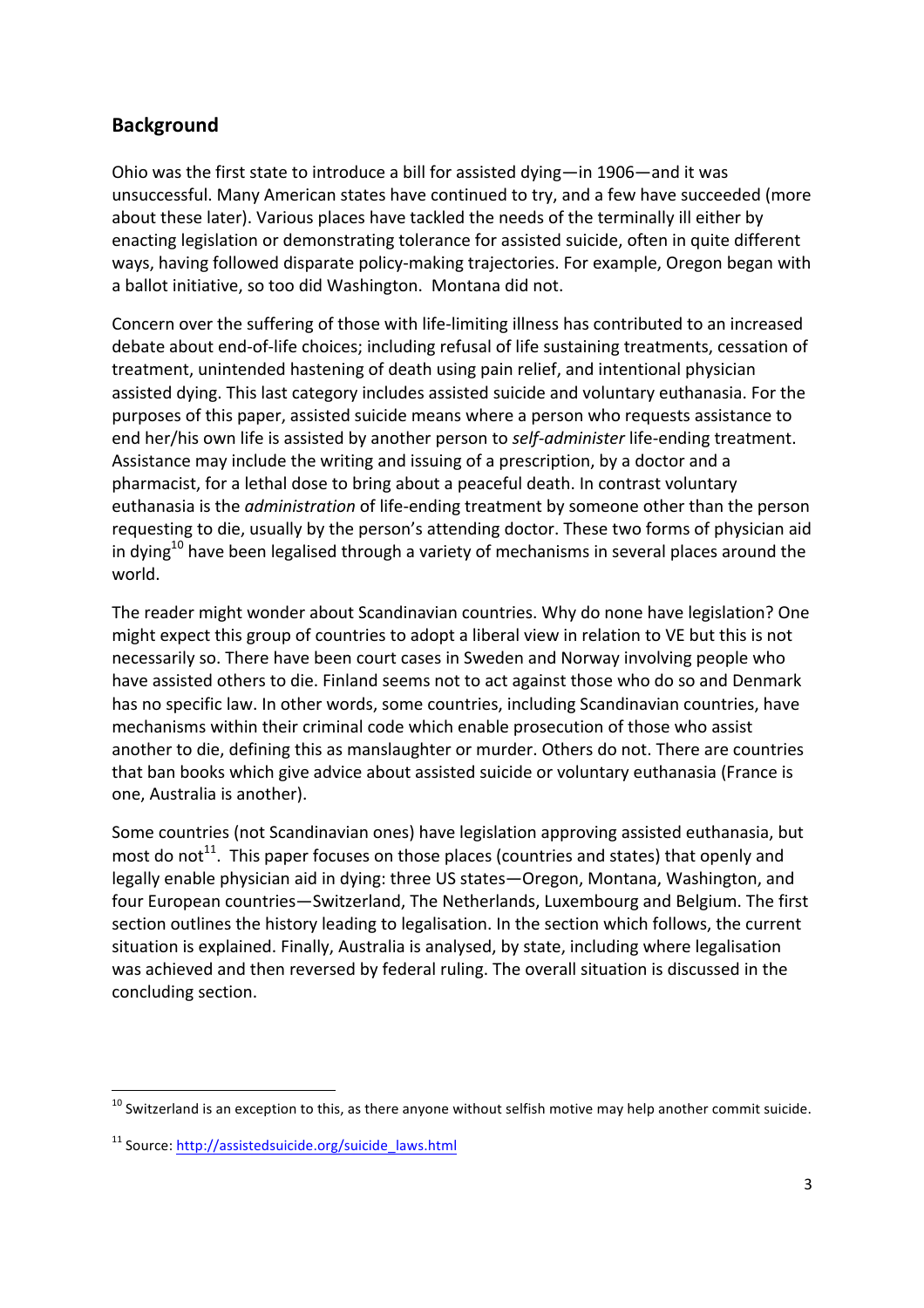## Background

Ohio was the first state to introduce a bill for assisted dying—in 1906—and it was unsuccessful. Many American states have continued to try, and a few have succeeded (more about these later). Various places have tackled the needs of the terminally ill either by enacting legislation or demonstrating tolerance for assisted suicide, often in quite different ways, having followed disparate policy-making trajectories. For example, Oregon began with a ballot initiative, so too did Washington. Montana did not.

Concern over the suffering of those with life-limiting illness has contributed to an increased debate about end-of-life choices; including refusal of life sustaining treatments, cessation of treatment, unintended hastening of death using pain relief, and intentional physician assisted dying. This last category includes assisted suicide and voluntary euthanasia. For the purposes of this paper, assisted suicide means where a person who requests assistance to end her/his own life is assisted by another person to *self-administer* life-ending treatment. Assistance may include the writing and issuing of a prescription, by a doctor and a pharmacist, for a lethal dose to bring about a peaceful death. In contrast voluntary euthanasia is the *administration* of life-ending treatment by someone other than the person requesting to die, usually by the person's attending doctor. These two forms of physician aid in dying[10] have been legalised through a variety of mechanisms in several places around the world.

The reader might wonder about Scandinavian countries. Why do none have legislation? One might expect this group of countries to adopt a liberal view in relation to VE but this is not necessarily so. There have been court cases in Sweden and Norway involving people who have assisted others to die. Finland seems not to act against those who do so and Denmark has no specific law. In other words, some countries, including Scandinavian countries, have mechanisms within their criminal code which enable prosecution of those who assist another to die, defining this as manslaughter or murder. Others do not. There are countries that ban books which give advice about assisted suicide or voluntary euthanasia (France is one, Australia is another).

Some countries (not Scandinavian ones) have legislation approving assisted euthanasia, but most do not[11]. This paper focuses on those places (countries and states) that openly and legally enable physician aid in dying: three US states—Oregon, Montana, Washington, and four European countries—Switzerland, The Netherlands, Luxembourg and Belgium. The first section outlines the history leading to legalisation. In the section which follows, the current situation is explained. Finally, Australia is analysed, by state, including where legalisation was achieved and then reversed by federal ruling. The overall situation is discussed in the concluding section.

---

[10] Switzerland is an exception to this, as there anyone without selfish motive may help another commit suicide.

[11] Source: http://assistedsuicide.org/suicide_laws.html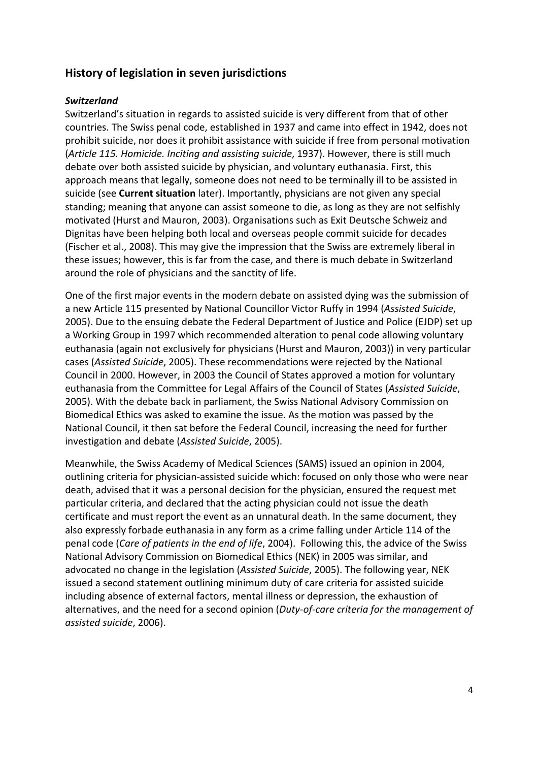## History of legislation in seven jurisdictions

### *Switzerland*

Switzerland's situation in regards to assisted suicide is very different from that of other countries. The Swiss penal code, established in 1937 and came into effect in 1942, does not prohibit suicide, nor does it prohibit assistance with suicide if free from personal motivation (*Article 115. Homicide. Inciting and assisting suicide*, 1937). However, there is still much debate over both assisted suicide by physician, and voluntary euthanasia. First, this approach means that legally, someone does not need to be terminally ill to be assisted in suicide (see **Current situation** later). Importantly, physicians are not given any special standing; meaning that anyone can assist someone to die, as long as they are not selfishly motivated (Hurst and Mauron, 2003). Organisations such as Exit Deutsche Schweiz and Dignitas have been helping both local and overseas people commit suicide for decades (Fischer et al., 2008). This may give the impression that the Swiss are extremely liberal in these issues; however, this is far from the case, and there is much debate in Switzerland around the role of physicians and the sanctity of life.

One of the first major events in the modern debate on assisted dying was the submission of a new Article 115 presented by National Councillor Victor Ruffy in 1994 (*Assisted Suicide*, 2005). Due to the ensuing debate the Federal Department of Justice and Police (EJDP) set up a Working Group in 1997 which recommended alteration to penal code allowing voluntary euthanasia (again not exclusively for physicians (Hurst and Mauron, 2003)) in very particular cases (*Assisted Suicide*, 2005). These recommendations were rejected by the National Council in 2000. However, in 2003 the Council of States approved a motion for voluntary euthanasia from the Committee for Legal Affairs of the Council of States (*Assisted Suicide*, 2005). With the debate back in parliament, the Swiss National Advisory Commission on Biomedical Ethics was asked to examine the issue. As the motion was passed by the National Council, it then sat before the Federal Council, increasing the need for further investigation and debate (*Assisted Suicide*, 2005).

Meanwhile, the Swiss Academy of Medical Sciences (SAMS) issued an opinion in 2004, outlining criteria for physician-assisted suicide which: focused on only those who were near death, advised that it was a personal decision for the physician, ensured the request met particular criteria, and declared that the acting physician could not issue the death certificate and must report the event as an unnatural death. In the same document, they also expressly forbade euthanasia in any form as a crime falling under Article 114 of the penal code (*Care of patients in the end of life*, 2004). Following this, the advice of the Swiss National Advisory Commission on Biomedical Ethics (NEK) in 2005 was similar, and advocated no change in the legislation (*Assisted Suicide*, 2005). The following year, NEK issued a second statement outlining minimum duty of care criteria for assisted suicide including absence of external factors, mental illness or depression, the exhaustion of alternatives, and the need for a second opinion (*Duty-of-care criteria for the management of assisted suicide*, 2006).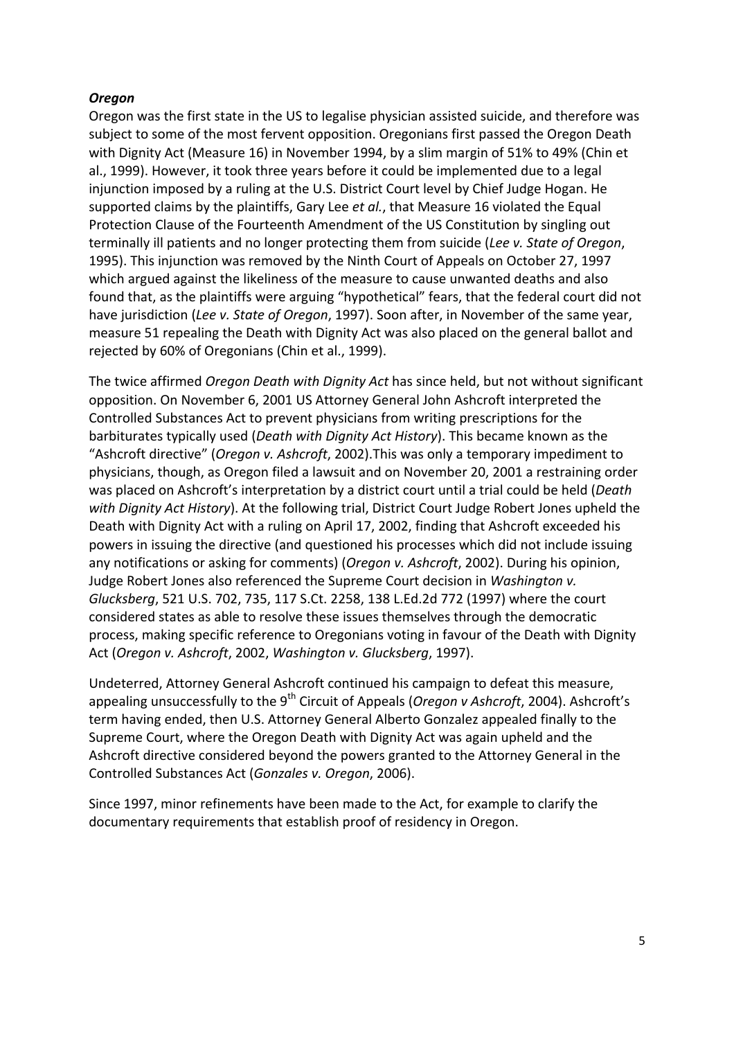***Oregon***

Oregon was the first state in the US to legalise physician assisted suicide, and therefore was subject to some of the most fervent opposition. Oregonians first passed the Oregon Death with Dignity Act (Measure 16) in November 1994, by a slim margin of 51% to 49% (Chin et al., 1999). However, it took three years before it could be implemented due to a legal injunction imposed by a ruling at the U.S. District Court level by Chief Judge Hogan. He supported claims by the plaintiffs, Gary Lee *et al.*, that Measure 16 violated the Equal Protection Clause of the Fourteenth Amendment of the US Constitution by singling out terminally ill patients and no longer protecting them from suicide (*Lee v. State of Oregon*, 1995). This injunction was removed by the Ninth Court of Appeals on October 27, 1997 which argued against the likeliness of the measure to cause unwanted deaths and also found that, as the plaintiffs were arguing "hypothetical" fears, that the federal court did not have jurisdiction (*Lee v. State of Oregon*, 1997). Soon after, in November of the same year, measure 51 repealing the Death with Dignity Act was also placed on the general ballot and rejected by 60% of Oregonians (Chin et al., 1999).

The twice affirmed *Oregon Death with Dignity Act* has since held, but not without significant opposition. On November 6, 2001 US Attorney General John Ashcroft interpreted the Controlled Substances Act to prevent physicians from writing prescriptions for the barbiturates typically used (*Death with Dignity Act History*). This became known as the "Ashcroft directive" (*Oregon v. Ashcroft*, 2002).This was only a temporary impediment to physicians, though, as Oregon filed a lawsuit and on November 20, 2001 a restraining order was placed on Ashcroft's interpretation by a district court until a trial could be held (*Death with Dignity Act History*). At the following trial, District Court Judge Robert Jones upheld the Death with Dignity Act with a ruling on April 17, 2002, finding that Ashcroft exceeded his powers in issuing the directive (and questioned his processes which did not include issuing any notifications or asking for comments) (*Oregon v. Ashcroft*, 2002). During his opinion, Judge Robert Jones also referenced the Supreme Court decision in *Washington v. Glucksberg*, 521 U.S. 702, 735, 117 S.Ct. 2258, 138 L.Ed.2d 772 (1997) where the court considered states as able to resolve these issues themselves through the democratic process, making specific reference to Oregonians voting in favour of the Death with Dignity Act (*Oregon v. Ashcroft*, 2002, *Washington v. Glucksberg*, 1997).

Undeterred, Attorney General Ashcroft continued his campaign to defeat this measure, appealing unsuccessfully to the 9th Circuit of Appeals (*Oregon v Ashcroft*, 2004). Ashcroft's term having ended, then U.S. Attorney General Alberto Gonzalez appealed finally to the Supreme Court, where the Oregon Death with Dignity Act was again upheld and the Ashcroft directive considered beyond the powers granted to the Attorney General in the Controlled Substances Act (*Gonzales v. Oregon*, 2006).

Since 1997, minor refinements have been made to the Act, for example to clarify the documentary requirements that establish proof of residency in Oregon.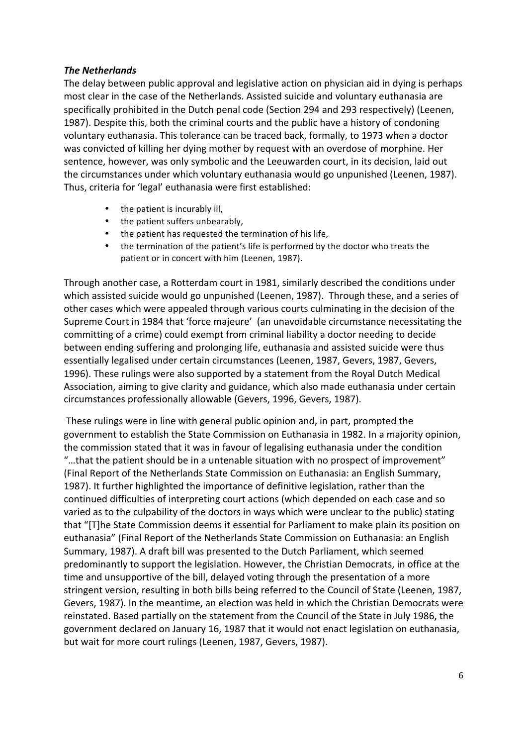### *The Netherlands*

The delay between public approval and legislative action on physician aid in dying is perhaps most clear in the case of the Netherlands. Assisted suicide and voluntary euthanasia are specifically prohibited in the Dutch penal code (Section 294 and 293 respectively) (Leenen, 1987). Despite this, both the criminal courts and the public have a history of condoning voluntary euthanasia. This tolerance can be traced back, formally, to 1973 when a doctor was convicted of killing her dying mother by request with an overdose of morphine. Her sentence, however, was only symbolic and the Leeuwarden court, in its decision, laid out the circumstances under which voluntary euthanasia would go unpunished (Leenen, 1987). Thus, criteria for 'legal' euthanasia were first established:

- the patient is incurably ill,
- the patient suffers unbearably,
- the patient has requested the termination of his life,
- the termination of the patient's life is performed by the doctor who treats the patient or in concert with him (Leenen, 1987).

Through another case, a Rotterdam court in 1981, similarly described the conditions under which assisted suicide would go unpunished (Leenen, 1987). Through these, and a series of other cases which were appealed through various courts culminating in the decision of the Supreme Court in 1984 that 'force majeure' (an unavoidable circumstance necessitating the committing of a crime) could exempt from criminal liability a doctor needing to decide between ending suffering and prolonging life, euthanasia and assisted suicide were thus essentially legalised under certain circumstances (Leenen, 1987, Gevers, 1987, Gevers, 1996). These rulings were also supported by a statement from the Royal Dutch Medical Association, aiming to give clarity and guidance, which also made euthanasia under certain circumstances professionally allowable (Gevers, 1996, Gevers, 1987).

These rulings were in line with general public opinion and, in part, prompted the government to establish the State Commission on Euthanasia in 1982. In a majority opinion, the commission stated that it was in favour of legalising euthanasia under the condition "…that the patient should be in a untenable situation with no prospect of improvement" (Final Report of the Netherlands State Commission on Euthanasia: an English Summary, 1987). It further highlighted the importance of definitive legislation, rather than the continued difficulties of interpreting court actions (which depended on each case and so varied as to the culpability of the doctors in ways which were unclear to the public) stating that "[T]he State Commission deems it essential for Parliament to make plain its position on euthanasia" (Final Report of the Netherlands State Commission on Euthanasia: an English Summary, 1987). A draft bill was presented to the Dutch Parliament, which seemed predominantly to support the legislation. However, the Christian Democrats, in office at the time and unsupportive of the bill, delayed voting through the presentation of a more stringent version, resulting in both bills being referred to the Council of State (Leenen, 1987, Gevers, 1987). In the meantime, an election was held in which the Christian Democrats were reinstated. Based partially on the statement from the Council of the State in July 1986, the government declared on January 16, 1987 that it would not enact legislation on euthanasia, but wait for more court rulings (Leenen, 1987, Gevers, 1987).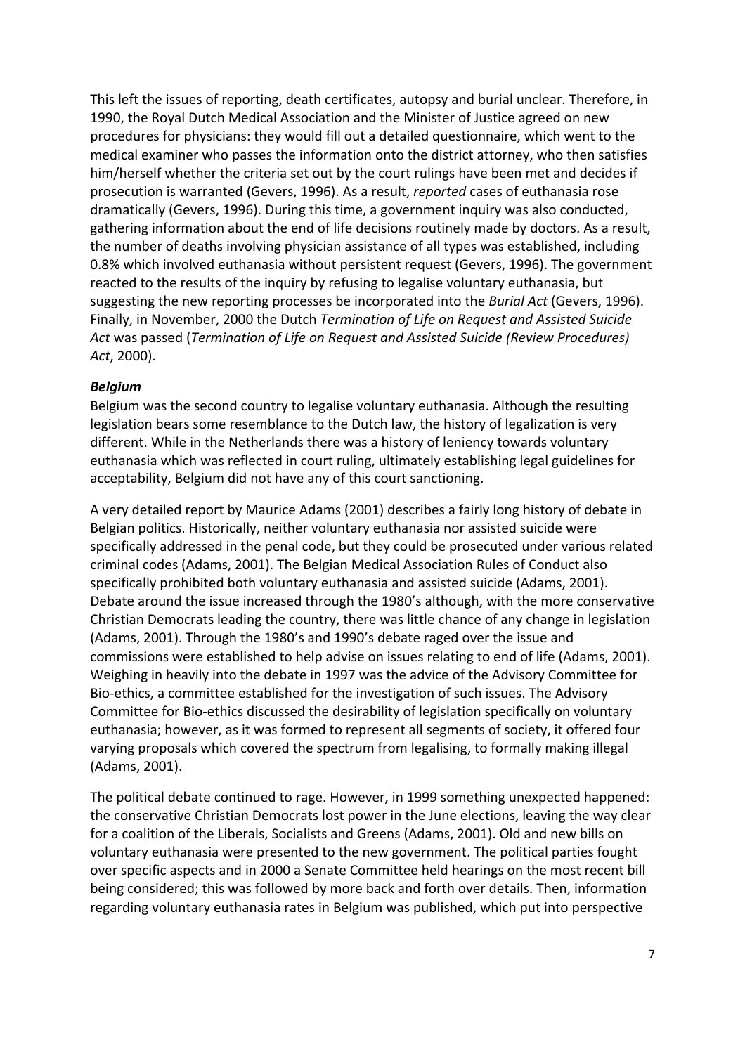This left the issues of reporting, death certificates, autopsy and burial unclear. Therefore, in 1990, the Royal Dutch Medical Association and the Minister of Justice agreed on new procedures for physicians: they would fill out a detailed questionnaire, which went to the medical examiner who passes the information onto the district attorney, who then satisfies him/herself whether the criteria set out by the court rulings have been met and decides if prosecution is warranted (Gevers, 1996). As a result, *reported* cases of euthanasia rose dramatically (Gevers, 1996). During this time, a government inquiry was also conducted, gathering information about the end of life decisions routinely made by doctors. As a result, the number of deaths involving physician assistance of all types was established, including 0.8% which involved euthanasia without persistent request (Gevers, 1996). The government reacted to the results of the inquiry by refusing to legalise voluntary euthanasia, but suggesting the new reporting processes be incorporated into the *Burial Act* (Gevers, 1996). Finally, in November, 2000 the Dutch *Termination of Life on Request and Assisted Suicide Act* was passed (*Termination of Life on Request and Assisted Suicide (Review Procedures) Act*, 2000).

***Belgium***

Belgium was the second country to legalise voluntary euthanasia. Although the resulting legislation bears some resemblance to the Dutch law, the history of legalization is very different. While in the Netherlands there was a history of leniency towards voluntary euthanasia which was reflected in court ruling, ultimately establishing legal guidelines for acceptability, Belgium did not have any of this court sanctioning.

A very detailed report by Maurice Adams (2001) describes a fairly long history of debate in Belgian politics. Historically, neither voluntary euthanasia nor assisted suicide were specifically addressed in the penal code, but they could be prosecuted under various related criminal codes (Adams, 2001). The Belgian Medical Association Rules of Conduct also specifically prohibited both voluntary euthanasia and assisted suicide (Adams, 2001). Debate around the issue increased through the 1980's although, with the more conservative Christian Democrats leading the country, there was little chance of any change in legislation (Adams, 2001). Through the 1980's and 1990's debate raged over the issue and commissions were established to help advise on issues relating to end of life (Adams, 2001). Weighing in heavily into the debate in 1997 was the advice of the Advisory Committee for Bio-ethics, a committee established for the investigation of such issues. The Advisory Committee for Bio-ethics discussed the desirability of legislation specifically on voluntary euthanasia; however, as it was formed to represent all segments of society, it offered four varying proposals which covered the spectrum from legalising, to formally making illegal (Adams, 2001).

The political debate continued to rage. However, in 1999 something unexpected happened: the conservative Christian Democrats lost power in the June elections, leaving the way clear for a coalition of the Liberals, Socialists and Greens (Adams, 2001). Old and new bills on voluntary euthanasia were presented to the new government. The political parties fought over specific aspects and in 2000 a Senate Committee held hearings on the most recent bill being considered; this was followed by more back and forth over details. Then, information regarding voluntary euthanasia rates in Belgium was published, which put into perspective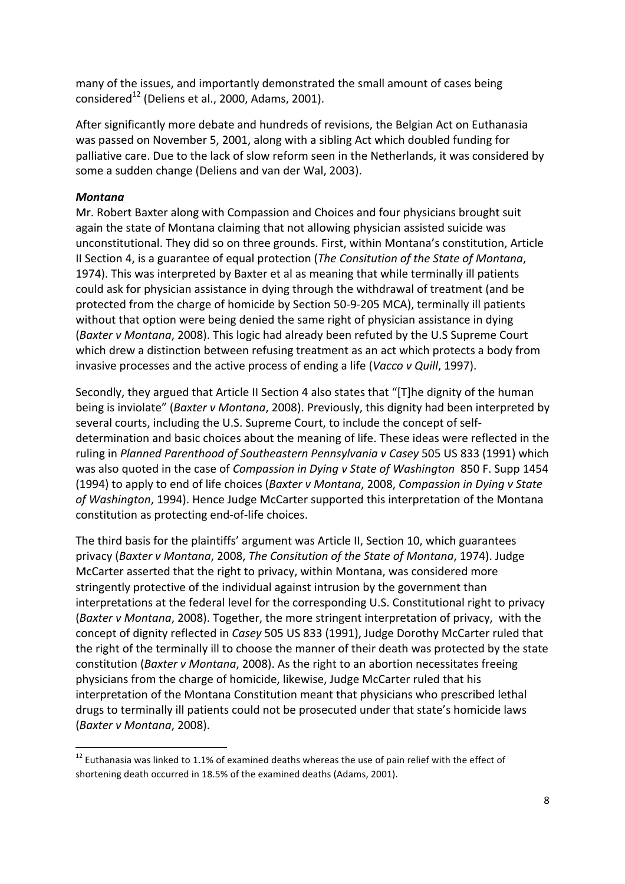many of the issues, and importantly demonstrated the small amount of cases being considered[12] (Deliens et al., 2000, Adams, 2001).

After significantly more debate and hundreds of revisions, the Belgian Act on Euthanasia was passed on November 5, 2001, along with a sibling Act which doubled funding for palliative care. Due to the lack of slow reform seen in the Netherlands, it was considered by some a sudden change (Deliens and van der Wal, 2003).

### *Montana*

Mr. Robert Baxter along with Compassion and Choices and four physicians brought suit again the state of Montana claiming that not allowing physician assisted suicide was unconstitutional. They did so on three grounds. First, within Montana's constitution, Article II Section 4, is a guarantee of equal protection (*The Consitution of the State of Montana*, 1974). This was interpreted by Baxter et al as meaning that while terminally ill patients could ask for physician assistance in dying through the withdrawal of treatment (and be protected from the charge of homicide by Section 50-9-205 MCA), terminally ill patients without that option were being denied the same right of physician assistance in dying (*Baxter v Montana*, 2008). This logic had already been refuted by the U.S Supreme Court which drew a distinction between refusing treatment as an act which protects a body from invasive processes and the active process of ending a life (*Vacco v Quill*, 1997).

Secondly, they argued that Article II Section 4 also states that "[T]he dignity of the human being is inviolate" (*Baxter v Montana*, 2008). Previously, this dignity had been interpreted by several courts, including the U.S. Supreme Court, to include the concept of self-determination and basic choices about the meaning of life. These ideas were reflected in the ruling in *Planned Parenthood of Southeastern Pennsylvania v Casey* 505 US 833 (1991) which was also quoted in the case of *Compassion in Dying v State of Washington* 850 F. Supp 1454 (1994) to apply to end of life choices (*Baxter v Montana*, 2008, *Compassion in Dying v State of Washington*, 1994). Hence Judge McCarter supported this interpretation of the Montana constitution as protecting end-of-life choices.

The third basis for the plaintiffs' argument was Article II, Section 10, which guarantees privacy (*Baxter v Montana*, 2008, *The Consitution of the State of Montana*, 1974). Judge McCarter asserted that the right to privacy, within Montana, was considered more stringently protective of the individual against intrusion by the government than interpretations at the federal level for the corresponding U.S. Constitutional right to privacy (*Baxter v Montana*, 2008). Together, the more stringent interpretation of privacy, with the concept of dignity reflected in *Casey* 505 US 833 (1991), Judge Dorothy McCarter ruled that the right of the terminally ill to choose the manner of their death was protected by the state constitution (*Baxter v Montana*, 2008). As the right to an abortion necessitates freeing physicians from the charge of homicide, likewise, Judge McCarter ruled that his interpretation of the Montana Constitution meant that physicians who prescribed lethal drugs to terminally ill patients could not be prosecuted under that state's homicide laws (*Baxter v Montana*, 2008).

---

[12] Euthanasia was linked to 1.1% of examined deaths whereas the use of pain relief with the effect of shortening death occurred in 18.5% of the examined deaths (Adams, 2001).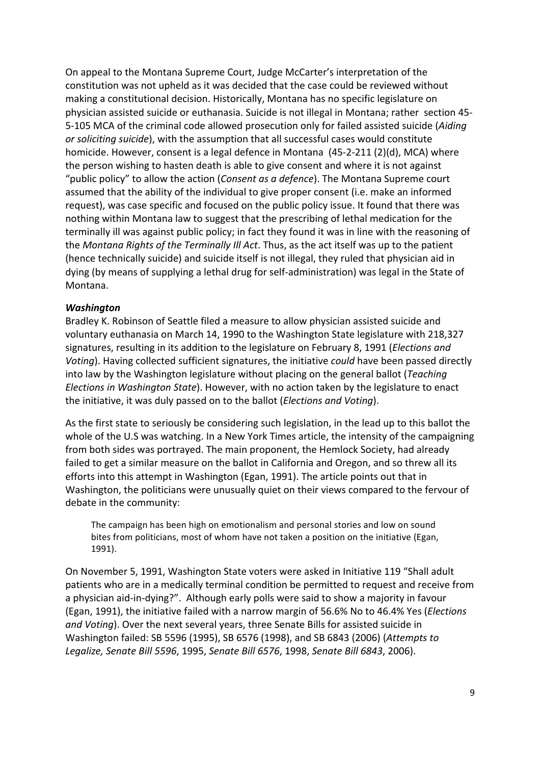On appeal to the Montana Supreme Court, Judge McCarter's interpretation of the constitution was not upheld as it was decided that the case could be reviewed without making a constitutional decision. Historically, Montana has no specific legislature on physician assisted suicide or euthanasia. Suicide is not illegal in Montana; rather section 45-5-105 MCA of the criminal code allowed prosecution only for failed assisted suicide (*Aiding or soliciting suicide*), with the assumption that all successful cases would constitute homicide. However, consent is a legal defence in Montana (45-2-211 (2)(d), MCA) where the person wishing to hasten death is able to give consent and where it is not against "public policy" to allow the action (*Consent as a defence*). The Montana Supreme court assumed that the ability of the individual to give proper consent (i.e. make an informed request), was case specific and focused on the public policy issue. It found that there was nothing within Montana law to suggest that the prescribing of lethal medication for the terminally ill was against public policy; in fact they found it was in line with the reasoning of the *Montana Rights of the Terminally Ill Act*. Thus, as the act itself was up to the patient (hence technically suicide) and suicide itself is not illegal, they ruled that physician aid in dying (by means of supplying a lethal drug for self-administration) was legal in the State of Montana.

***Washington***

Bradley K. Robinson of Seattle filed a measure to allow physician assisted suicide and voluntary euthanasia on March 14, 1990 to the Washington State legislature with 218,327 signatures, resulting in its addition to the legislature on February 8, 1991 (*Elections and Voting*). Having collected sufficient signatures, the initiative *could* have been passed directly into law by the Washington legislature without placing on the general ballot (*Teaching Elections in Washington State*). However, with no action taken by the legislature to enact the initiative, it was duly passed on to the ballot (*Elections and Voting*).

As the first state to seriously be considering such legislation, in the lead up to this ballot the whole of the U.S was watching. In a New York Times article, the intensity of the campaigning from both sides was portrayed. The main proponent, the Hemlock Society, had already failed to get a similar measure on the ballot in California and Oregon, and so threw all its efforts into this attempt in Washington (Egan, 1991). The article points out that in Washington, the politicians were unusually quiet on their views compared to the fervour of debate in the community:

> The campaign has been high on emotionalism and personal stories and low on sound bites from politicians, most of whom have not taken a position on the initiative (Egan, 1991).

On November 5, 1991, Washington State voters were asked in Initiative 119 "Shall adult patients who are in a medically terminal condition be permitted to request and receive from a physician aid-in-dying?". Although early polls were said to show a majority in favour (Egan, 1991), the initiative failed with a narrow margin of 56.6% No to 46.4% Yes (*Elections and Voting*). Over the next several years, three Senate Bills for assisted suicide in Washington failed: SB 5596 (1995), SB 6576 (1998), and SB 6843 (2006) (*Attempts to Legalize, Senate Bill 5596*, 1995, *Senate Bill 6576*, 1998, *Senate Bill 6843*, 2006).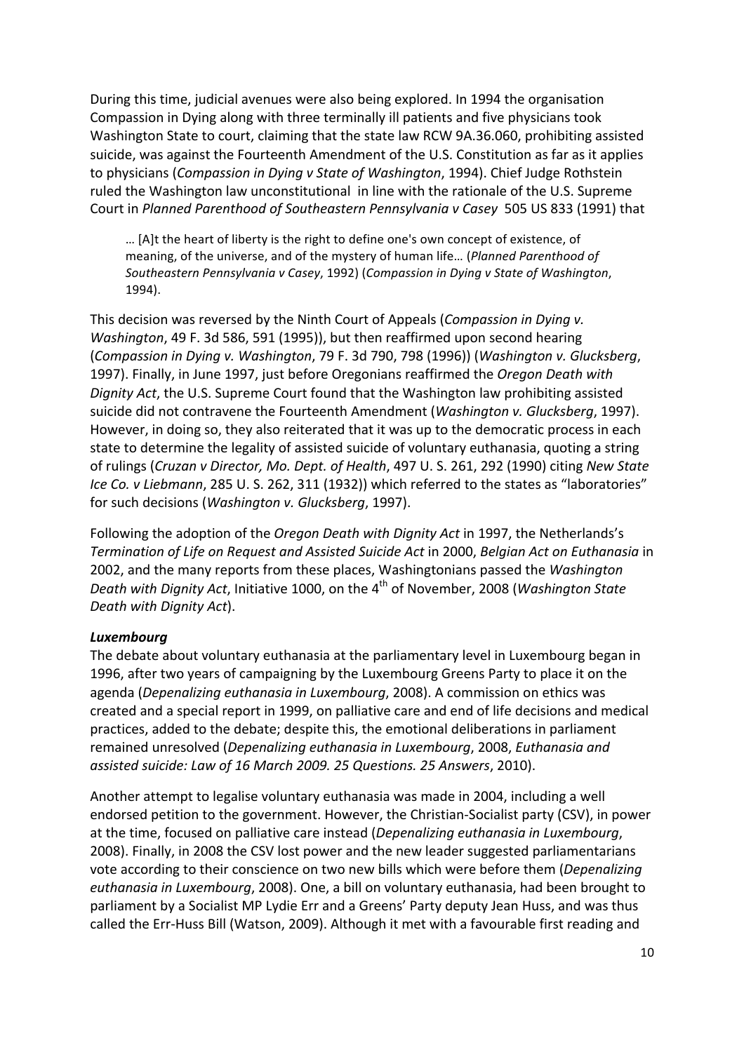During this time, judicial avenues were also being explored. In 1994 the organisation Compassion in Dying along with three terminally ill patients and five physicians took Washington State to court, claiming that the state law RCW 9A.36.060, prohibiting assisted suicide, was against the Fourteenth Amendment of the U.S. Constitution as far as it applies to physicians (*Compassion in Dying v State of Washington*, 1994). Chief Judge Rothstein ruled the Washington law unconstitutional in line with the rationale of the U.S. Supreme Court in *Planned Parenthood of Southeastern Pennsylvania v Casey* 505 US 833 (1991) that

> … [A]t the heart of liberty is the right to define one's own concept of existence, of meaning, of the universe, and of the mystery of human life… (*Planned Parenthood of Southeastern Pennsylvania v Casey*, 1992) (*Compassion in Dying v State of Washington*, 1994).

This decision was reversed by the Ninth Court of Appeals (*Compassion in Dying v. Washington*, 49 F. 3d 586, 591 (1995)), but then reaffirmed upon second hearing (*Compassion in Dying v. Washington*, 79 F. 3d 790, 798 (1996)) (*Washington v. Glucksberg*, 1997). Finally, in June 1997, just before Oregonians reaffirmed the *Oregon Death with Dignity Act*, the U.S. Supreme Court found that the Washington law prohibiting assisted suicide did not contravene the Fourteenth Amendment (*Washington v. Glucksberg*, 1997). However, in doing so, they also reiterated that it was up to the democratic process in each state to determine the legality of assisted suicide of voluntary euthanasia, quoting a string of rulings (*Cruzan v Director, Mo. Dept. of Health*, 497 U. S. 261, 292 (1990) citing *New State Ice Co. v Liebmann*, 285 U. S. 262, 311 (1932)) which referred to the states as "laboratories" for such decisions (*Washington v. Glucksberg*, 1997).

Following the adoption of the *Oregon Death with Dignity Act* in 1997, the Netherlands's *Termination of Life on Request and Assisted Suicide Act* in 2000, *Belgian Act on Euthanasia* in 2002, and the many reports from these places, Washingtonians passed the *Washington Death with Dignity Act*, Initiative 1000, on the 4th of November, 2008 (*Washington State Death with Dignity Act*).

***Luxembourg***

The debate about voluntary euthanasia at the parliamentary level in Luxembourg began in 1996, after two years of campaigning by the Luxembourg Greens Party to place it on the agenda (*Depenalizing euthanasia in Luxembourg*, 2008). A commission on ethics was created and a special report in 1999, on palliative care and end of life decisions and medical practices, added to the debate; despite this, the emotional deliberations in parliament remained unresolved (*Depenalizing euthanasia in Luxembourg*, 2008, *Euthanasia and assisted suicide: Law of 16 March 2009. 25 Questions. 25 Answers*, 2010).

Another attempt to legalise voluntary euthanasia was made in 2004, including a well endorsed petition to the government. However, the Christian-Socialist party (CSV), in power at the time, focused on palliative care instead (*Depenalizing euthanasia in Luxembourg*, 2008). Finally, in 2008 the CSV lost power and the new leader suggested parliamentarians vote according to their conscience on two new bills which were before them (*Depenalizing euthanasia in Luxembourg*, 2008). One, a bill on voluntary euthanasia, had been brought to parliament by a Socialist MP Lydie Err and a Greens' Party deputy Jean Huss, and was thus called the Err-Huss Bill (Watson, 2009). Although it met with a favourable first reading and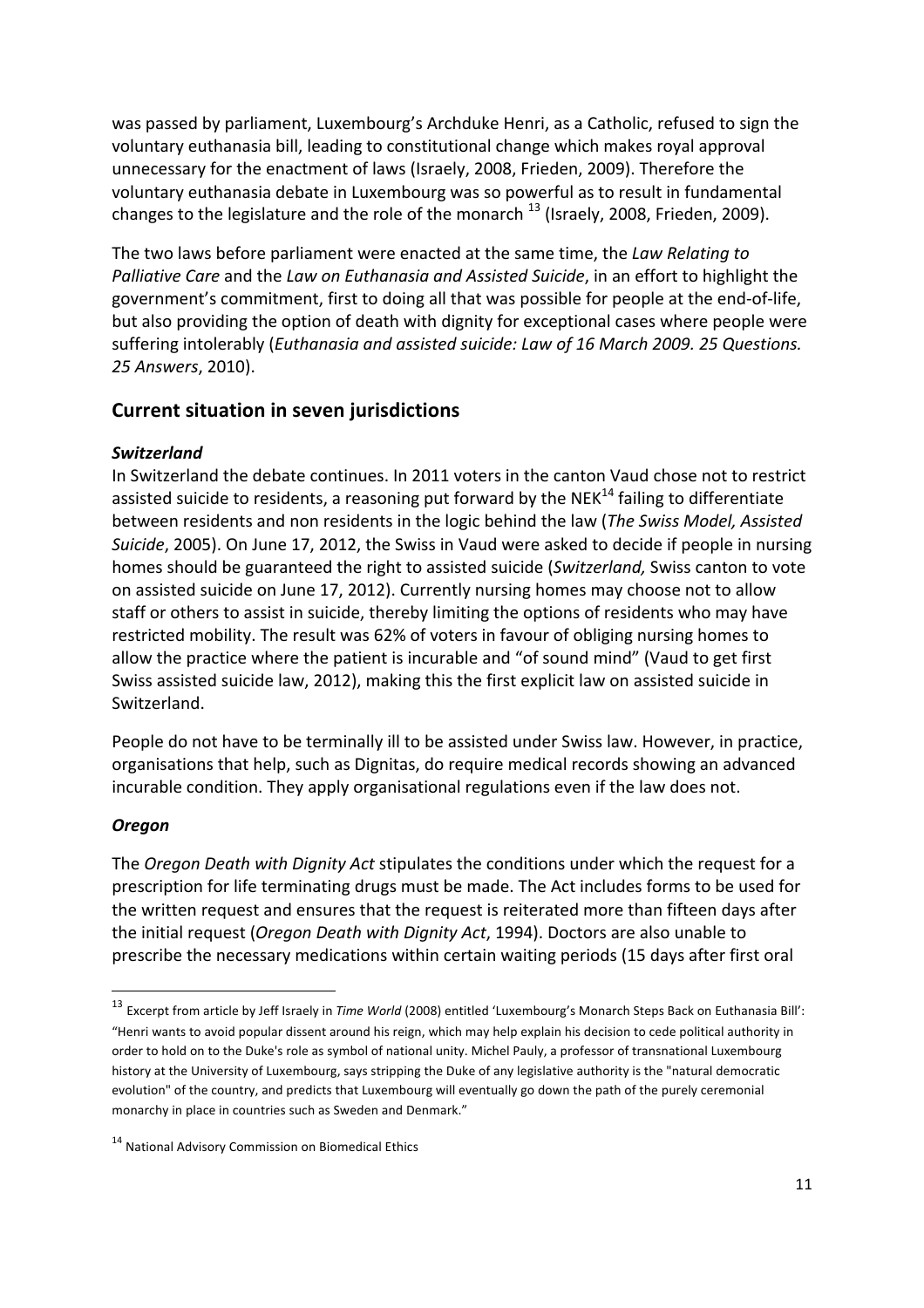was passed by parliament, Luxembourg's Archduke Henri, as a Catholic, refused to sign the voluntary euthanasia bill, leading to constitutional change which makes royal approval unnecessary for the enactment of laws (Israely, 2008, Frieden, 2009). Therefore the voluntary euthanasia debate in Luxembourg was so powerful as to result in fundamental changes to the legislature and the role of the monarch [13] (Israely, 2008, Frieden, 2009).

The two laws before parliament were enacted at the same time, the *Law Relating to Palliative Care* and the *Law on Euthanasia and Assisted Suicide*, in an effort to highlight the government's commitment, first to doing all that was possible for people at the end-of-life, but also providing the option of death with dignity for exceptional cases where people were suffering intolerably (*Euthanasia and assisted suicide: Law of 16 March 2009. 25 Questions. 25 Answers*, 2010).

## Current situation in seven jurisdictions

### *Switzerland*

In Switzerland the debate continues. In 2011 voters in the canton Vaud chose not to restrict assisted suicide to residents, a reasoning put forward by the NEK[14] failing to differentiate between residents and non residents in the logic behind the law (*The Swiss Model, Assisted Suicide*, 2005). On June 17, 2012, the Swiss in Vaud were asked to decide if people in nursing homes should be guaranteed the right to assisted suicide (*Switzerland,* Swiss canton to vote on assisted suicide on June 17, 2012). Currently nursing homes may choose not to allow staff or others to assist in suicide, thereby limiting the options of residents who may have restricted mobility. The result was 62% of voters in favour of obliging nursing homes to allow the practice where the patient is incurable and "of sound mind" (Vaud to get first Swiss assisted suicide law, 2012), making this the first explicit law on assisted suicide in Switzerland.

People do not have to be terminally ill to be assisted under Swiss law. However, in practice, organisations that help, such as Dignitas, do require medical records showing an advanced incurable condition. They apply organisational regulations even if the law does not.

### *Oregon*

The *Oregon Death with Dignity Act* stipulates the conditions under which the request for a prescription for life terminating drugs must be made. The Act includes forms to be used for the written request and ensures that the request is reiterated more than fifteen days after the initial request (*Oregon Death with Dignity Act*, 1994). Doctors are also unable to prescribe the necessary medications within certain waiting periods (15 days after first oral

---

[13] Excerpt from article by Jeff Israely in *Time World* (2008) entitled 'Luxembourg's Monarch Steps Back on Euthanasia Bill': "Henri wants to avoid popular dissent around his reign, which may help explain his decision to cede political authority in order to hold on to the Duke's role as symbol of national unity. Michel Pauly, a professor of transnational Luxembourg history at the University of Luxembourg, says stripping the Duke of any legislative authority is the "natural democratic evolution" of the country, and predicts that Luxembourg will eventually go down the path of the purely ceremonial monarchy in place in countries such as Sweden and Denmark."

[14] National Advisory Commission on Biomedical Ethics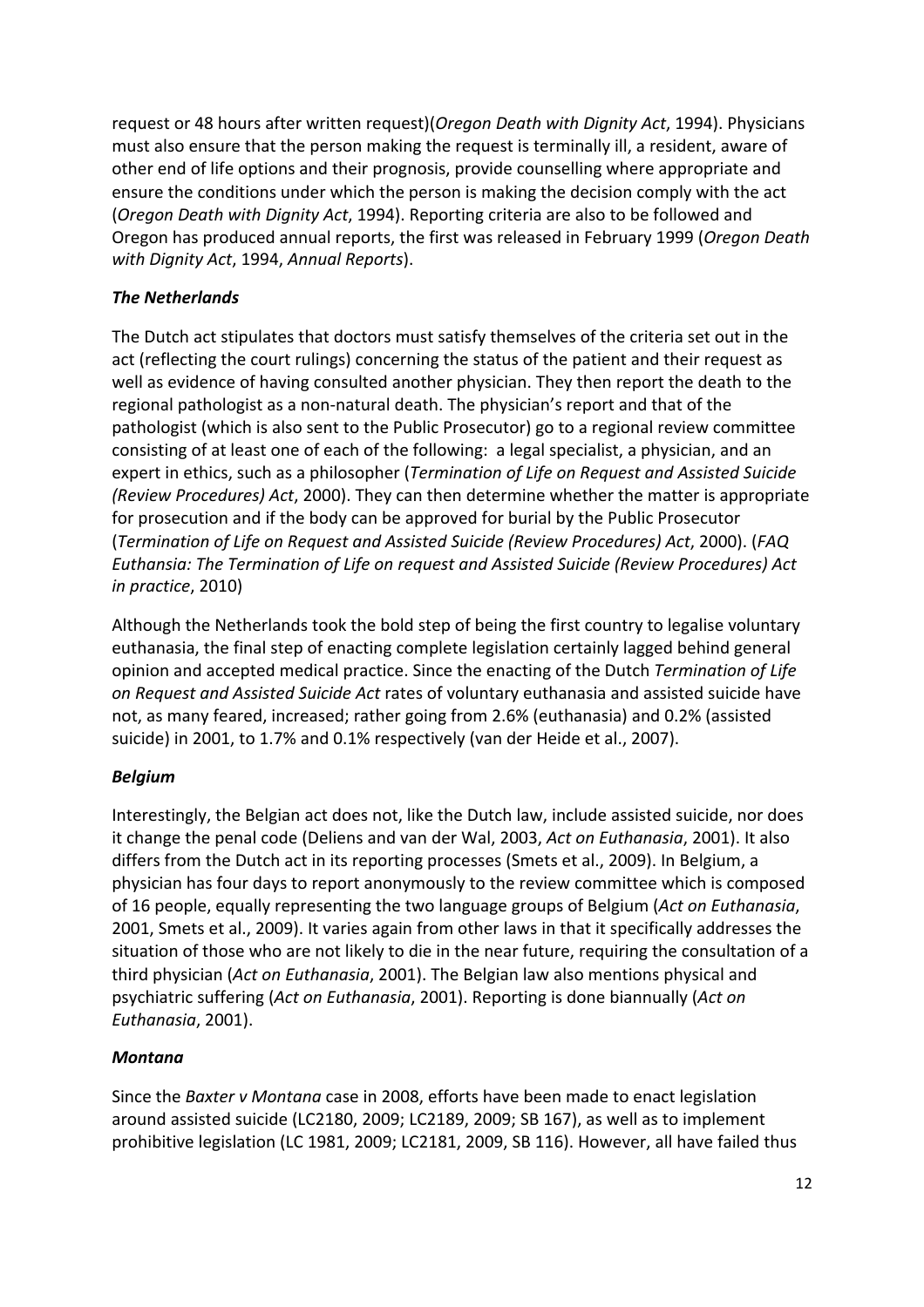request or 48 hours after written request)(*Oregon Death with Dignity Act*, 1994). Physicians must also ensure that the person making the request is terminally ill, a resident, aware of other end of life options and their prognosis, provide counselling where appropriate and ensure the conditions under which the person is making the decision comply with the act (*Oregon Death with Dignity Act*, 1994). Reporting criteria are also to be followed and Oregon has produced annual reports, the first was released in February 1999 (*Oregon Death with Dignity Act*, 1994, *Annual Reports*).

### *The Netherlands*

The Dutch act stipulates that doctors must satisfy themselves of the criteria set out in the act (reflecting the court rulings) concerning the status of the patient and their request as well as evidence of having consulted another physician. They then report the death to the regional pathologist as a non-natural death. The physician's report and that of the pathologist (which is also sent to the Public Prosecutor) go to a regional review committee consisting of at least one of each of the following: a legal specialist, a physician, and an expert in ethics, such as a philosopher (*Termination of Life on Request and Assisted Suicide (Review Procedures) Act*, 2000). They can then determine whether the matter is appropriate for prosecution and if the body can be approved for burial by the Public Prosecutor (*Termination of Life on Request and Assisted Suicide (Review Procedures) Act*, 2000). (*FAQ Euthansia: The Termination of Life on request and Assisted Suicide (Review Procedures) Act in practice*, 2010)

Although the Netherlands took the bold step of being the first country to legalise voluntary euthanasia, the final step of enacting complete legislation certainly lagged behind general opinion and accepted medical practice. Since the enacting of the Dutch *Termination of Life on Request and Assisted Suicide Act* rates of voluntary euthanasia and assisted suicide have not, as many feared, increased; rather going from 2.6% (euthanasia) and 0.2% (assisted suicide) in 2001, to 1.7% and 0.1% respectively (van der Heide et al., 2007).

### *Belgium*

Interestingly, the Belgian act does not, like the Dutch law, include assisted suicide, nor does it change the penal code (Deliens and van der Wal, 2003, *Act on Euthanasia*, 2001). It also differs from the Dutch act in its reporting processes (Smets et al., 2009). In Belgium, a physician has four days to report anonymously to the review committee which is composed of 16 people, equally representing the two language groups of Belgium (*Act on Euthanasia*, 2001, Smets et al., 2009). It varies again from other laws in that it specifically addresses the situation of those who are not likely to die in the near future, requiring the consultation of a third physician (*Act on Euthanasia*, 2001). The Belgian law also mentions physical and psychiatric suffering (*Act on Euthanasia*, 2001). Reporting is done biannually (*Act on Euthanasia*, 2001).

### *Montana*

Since the *Baxter v Montana* case in 2008, efforts have been made to enact legislation around assisted suicide (LC2180, 2009; LC2189, 2009; SB 167), as well as to implement prohibitive legislation (LC 1981, 2009; LC2181, 2009, SB 116). However, all have failed thus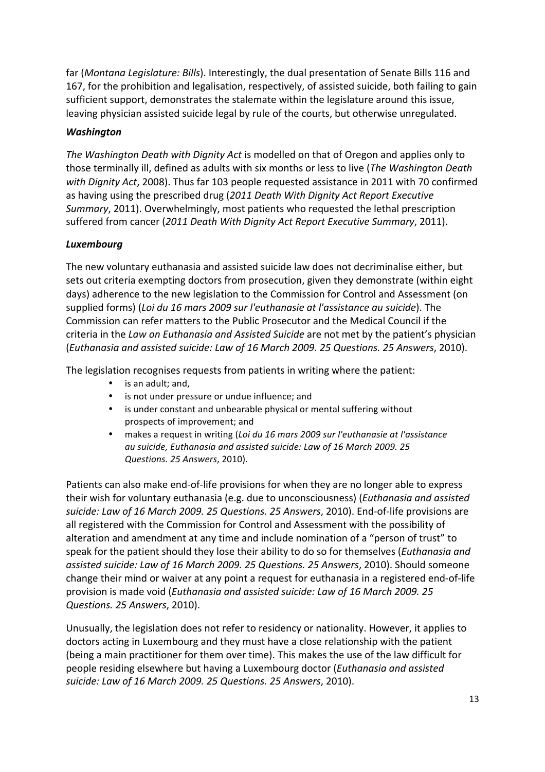far (*Montana Legislature: Bills*). Interestingly, the dual presentation of Senate Bills 116 and 167, for the prohibition and legalisation, respectively, of assisted suicide, both failing to gain sufficient support, demonstrates the stalemate within the legislature around this issue, leaving physician assisted suicide legal by rule of the courts, but otherwise unregulated.

***Washington***

*The Washington Death with Dignity Act* is modelled on that of Oregon and applies only to those terminally ill, defined as adults with six months or less to live (*The Washington Death with Dignity Act*, 2008). Thus far 103 people requested assistance in 2011 with 70 confirmed as having using the prescribed drug (*2011 Death With Dignity Act Report Executive Summary*, 2011). Overwhelmingly, most patients who requested the lethal prescription suffered from cancer (*2011 Death With Dignity Act Report Executive Summary*, 2011).

***Luxembourg***

The new voluntary euthanasia and assisted suicide law does not decriminalise either, but sets out criteria exempting doctors from prosecution, given they demonstrate (within eight days) adherence to the new legislation to the Commission for Control and Assessment (on supplied forms) (*Loi du 16 mars 2009 sur l'euthanasie at l'assistance au suicide*). The Commission can refer matters to the Public Prosecutor and the Medical Council if the criteria in the *Law on Euthanasia and Assisted Suicide* are not met by the patient's physician (*Euthanasia and assisted suicide: Law of 16 March 2009. 25 Questions. 25 Answers*, 2010).

The legislation recognises requests from patients in writing where the patient:

- is an adult; and,
- is not under pressure or undue influence; and
- is under constant and unbearable physical or mental suffering without prospects of improvement; and
- makes a request in writing (*Loi du 16 mars 2009 sur l'euthanasie at l'assistance au suicide, Euthanasia and assisted suicide: Law of 16 March 2009. 25 Questions. 25 Answers*, 2010).

Patients can also make end-of-life provisions for when they are no longer able to express their wish for voluntary euthanasia (e.g. due to unconsciousness) (*Euthanasia and assisted suicide: Law of 16 March 2009. 25 Questions. 25 Answers*, 2010). End-of-life provisions are all registered with the Commission for Control and Assessment with the possibility of alteration and amendment at any time and include nomination of a "person of trust" to speak for the patient should they lose their ability to do so for themselves (*Euthanasia and assisted suicide: Law of 16 March 2009. 25 Questions. 25 Answers*, 2010). Should someone change their mind or waiver at any point a request for euthanasia in a registered end-of-life provision is made void (*Euthanasia and assisted suicide: Law of 16 March 2009. 25 Questions. 25 Answers*, 2010).

Unusually, the legislation does not refer to residency or nationality. However, it applies to doctors acting in Luxembourg and they must have a close relationship with the patient (being a main practitioner for them over time). This makes the use of the law difficult for people residing elsewhere but having a Luxembourg doctor (*Euthanasia and assisted suicide: Law of 16 March 2009. 25 Questions. 25 Answers*, 2010).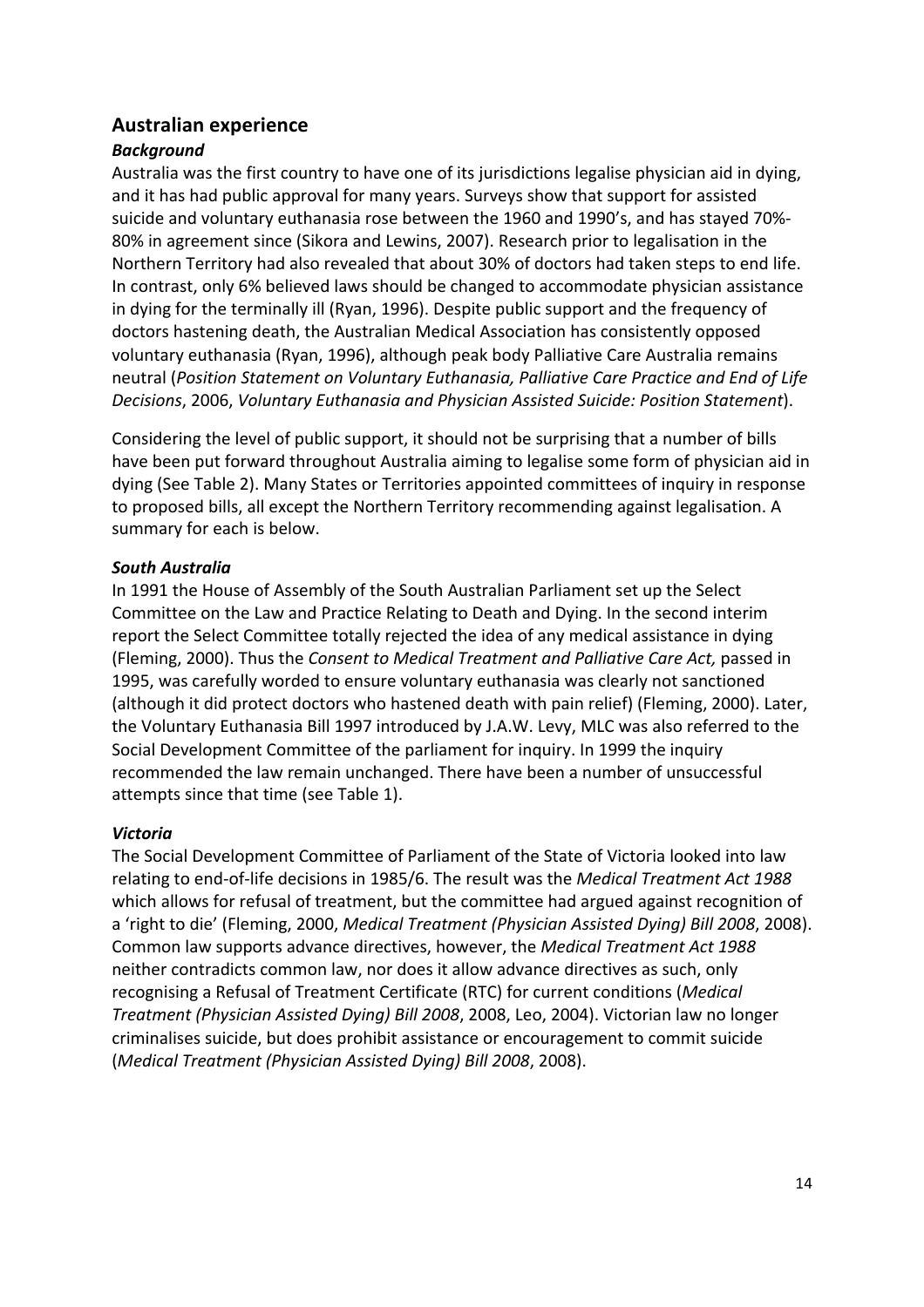## Australian experience

### *Background*

Australia was the first country to have one of its jurisdictions legalise physician aid in dying, and it has had public approval for many years. Surveys show that support for assisted suicide and voluntary euthanasia rose between the 1960 and 1990's, and has stayed 70%-80% in agreement since (Sikora and Lewins, 2007). Research prior to legalisation in the Northern Territory had also revealed that about 30% of doctors had taken steps to end life. In contrast, only 6% believed laws should be changed to accommodate physician assistance in dying for the terminally ill (Ryan, 1996). Despite public support and the frequency of doctors hastening death, the Australian Medical Association has consistently opposed voluntary euthanasia (Ryan, 1996), although peak body Palliative Care Australia remains neutral (*Position Statement on Voluntary Euthanasia, Palliative Care Practice and End of Life Decisions*, 2006, *Voluntary Euthanasia and Physician Assisted Suicide: Position Statement*).

Considering the level of public support, it should not be surprising that a number of bills have been put forward throughout Australia aiming to legalise some form of physician aid in dying (See Table 2). Many States or Territories appointed committees of inquiry in response to proposed bills, all except the Northern Territory recommending against legalisation. A summary for each is below.

### *South Australia*

In 1991 the House of Assembly of the South Australian Parliament set up the Select Committee on the Law and Practice Relating to Death and Dying. In the second interim report the Select Committee totally rejected the idea of any medical assistance in dying (Fleming, 2000). Thus the *Consent to Medical Treatment and Palliative Care Act,* passed in 1995, was carefully worded to ensure voluntary euthanasia was clearly not sanctioned (although it did protect doctors who hastened death with pain relief) (Fleming, 2000). Later, the Voluntary Euthanasia Bill 1997 introduced by J.A.W. Levy, MLC was also referred to the Social Development Committee of the parliament for inquiry. In 1999 the inquiry recommended the law remain unchanged. There have been a number of unsuccessful attempts since that time (see Table 1).

### *Victoria*

The Social Development Committee of Parliament of the State of Victoria looked into law relating to end-of-life decisions in 1985/6. The result was the *Medical Treatment Act 1988* which allows for refusal of treatment, but the committee had argued against recognition of a 'right to die' (Fleming, 2000, *Medical Treatment (Physician Assisted Dying) Bill 2008*, 2008). Common law supports advance directives, however, the *Medical Treatment Act 1988* neither contradicts common law, nor does it allow advance directives as such, only recognising a Refusal of Treatment Certificate (RTC) for current conditions (*Medical Treatment (Physician Assisted Dying) Bill 2008*, 2008, Leo, 2004). Victorian law no longer criminalises suicide, but does prohibit assistance or encouragement to commit suicide (*Medical Treatment (Physician Assisted Dying) Bill 2008*, 2008).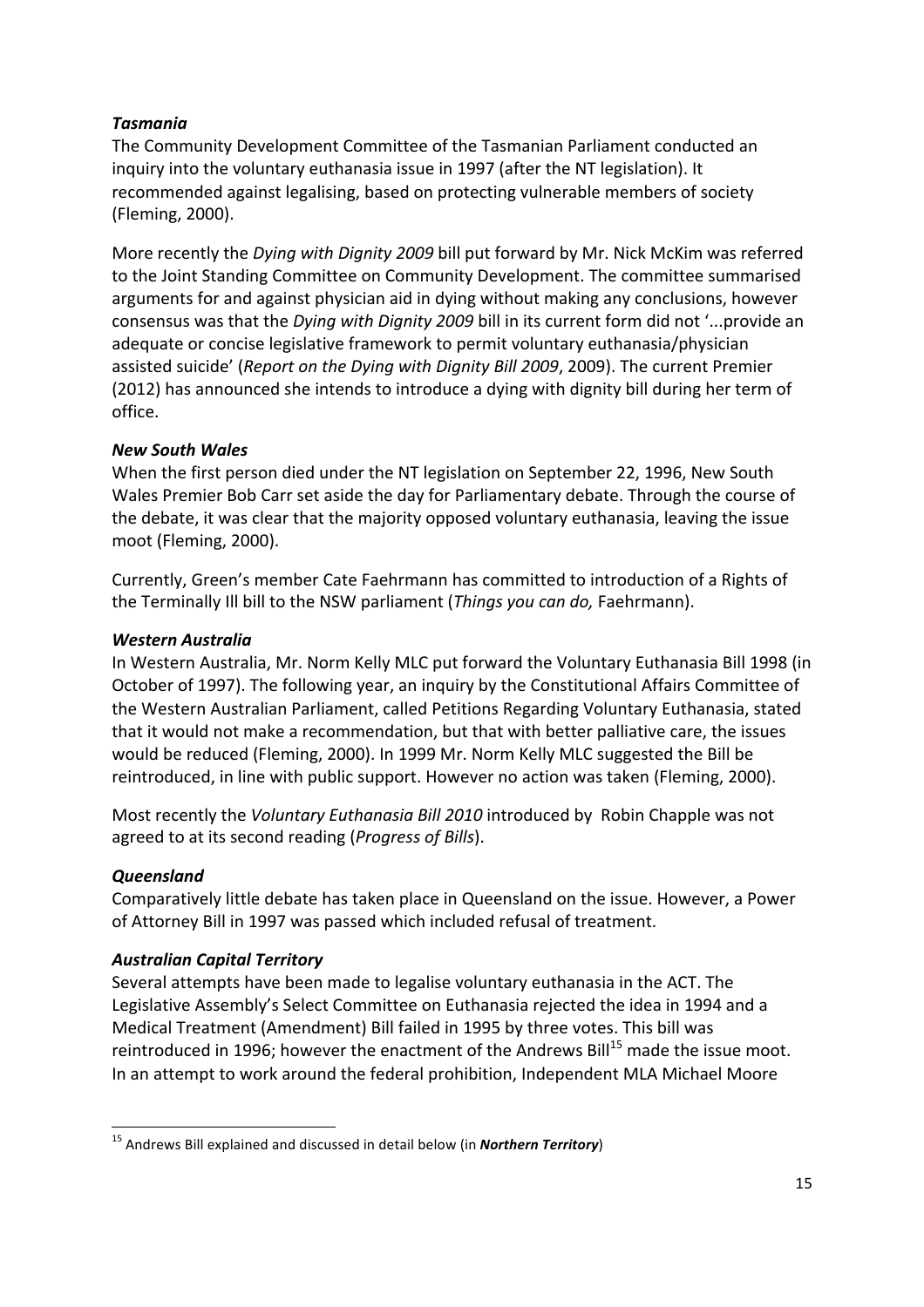### *Tasmania*

The Community Development Committee of the Tasmanian Parliament conducted an inquiry into the voluntary euthanasia issue in 1997 (after the NT legislation). It recommended against legalising, based on protecting vulnerable members of society (Fleming, 2000).

More recently the *Dying with Dignity 2009* bill put forward by Mr. Nick McKim was referred to the Joint Standing Committee on Community Development. The committee summarised arguments for and against physician aid in dying without making any conclusions, however consensus was that the *Dying with Dignity 2009* bill in its current form did not '...provide an adequate or concise legislative framework to permit voluntary euthanasia/physician assisted suicide' (*Report on the Dying with Dignity Bill 2009*, 2009). The current Premier (2012) has announced she intends to introduce a dying with dignity bill during her term of office.

### *New South Wales*

When the first person died under the NT legislation on September 22, 1996, New South Wales Premier Bob Carr set aside the day for Parliamentary debate. Through the course of the debate, it was clear that the majority opposed voluntary euthanasia, leaving the issue moot (Fleming, 2000).

Currently, Green's member Cate Faehrmann has committed to introduction of a Rights of the Terminally Ill bill to the NSW parliament (*Things you can do,* Faehrmann).

### *Western Australia*

In Western Australia, Mr. Norm Kelly MLC put forward the Voluntary Euthanasia Bill 1998 (in October of 1997). The following year, an inquiry by the Constitutional Affairs Committee of the Western Australian Parliament, called Petitions Regarding Voluntary Euthanasia, stated that it would not make a recommendation, but that with better palliative care, the issues would be reduced (Fleming, 2000). In 1999 Mr. Norm Kelly MLC suggested the Bill be reintroduced, in line with public support. However no action was taken (Fleming, 2000).

Most recently the *Voluntary Euthanasia Bill 2010* introduced by Robin Chapple was not agreed to at its second reading (*Progress of Bills*).

### *Queensland*

Comparatively little debate has taken place in Queensland on the issue. However, a Power of Attorney Bill in 1997 was passed which included refusal of treatment.

### *Australian Capital Territory*

Several attempts have been made to legalise voluntary euthanasia in the ACT. The Legislative Assembly's Select Committee on Euthanasia rejected the idea in 1994 and a Medical Treatment (Amendment) Bill failed in 1995 by three votes. This bill was reintroduced in 1996; however the enactment of the Andrews Bill[15] made the issue moot. In an attempt to work around the federal prohibition, Independent MLA Michael Moore

---

[15] Andrews Bill explained and discussed in detail below (in ***Northern Territory***)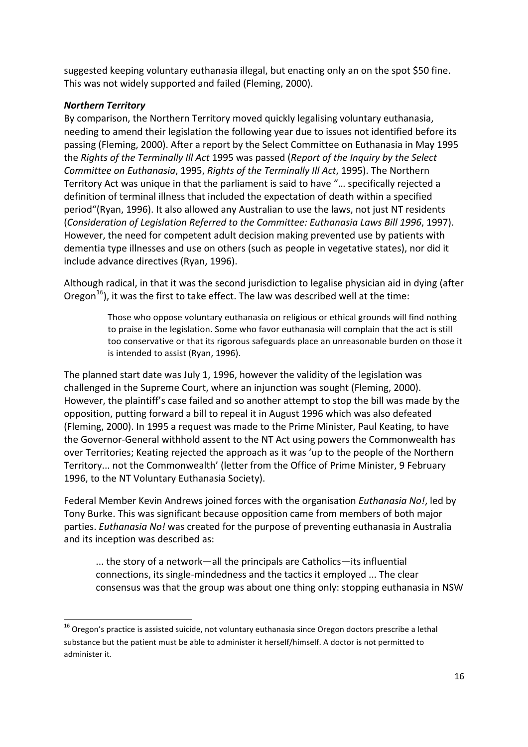suggested keeping voluntary euthanasia illegal, but enacting only an on the spot $50 fine. This was not widely supported and failed (Fleming, 2000).

***Northern Territory***

By comparison, the Northern Territory moved quickly legalising voluntary euthanasia, needing to amend their legislation the following year due to issues not identified before its passing (Fleming, 2000). After a report by the Select Committee on Euthanasia in May 1995 the *Rights of the Terminally Ill Act* 1995 was passed (*Report of the Inquiry by the Select Committee on Euthanasia*, 1995, *Rights of the Terminally Ill Act*, 1995). The Northern Territory Act was unique in that the parliament is said to have "… specifically rejected a definition of terminal illness that included the expectation of death within a specified period"(Ryan, 1996). It also allowed any Australian to use the laws, not just NT residents (*Consideration of Legislation Referred to the Committee: Euthanasia Laws Bill 1996*, 1997). However, the need for competent adult decision making prevented use by patients with dementia type illnesses and use on others (such as people in vegetative states), nor did it include advance directives (Ryan, 1996).

Although radical, in that it was the second jurisdiction to legalise physician aid in dying (after Oregon[16]), it was the first to take effect. The law was described well at the time:

> Those who oppose voluntary euthanasia on religious or ethical grounds will find nothing to praise in the legislation. Some who favor euthanasia will complain that the act is still too conservative or that its rigorous safeguards place an unreasonable burden on those it is intended to assist (Ryan, 1996).

The planned start date was July 1, 1996, however the validity of the legislation was challenged in the Supreme Court, where an injunction was sought (Fleming, 2000). However, the plaintiff's case failed and so another attempt to stop the bill was made by the opposition, putting forward a bill to repeal it in August 1996 which was also defeated (Fleming, 2000). In 1995 a request was made to the Prime Minister, Paul Keating, to have the Governor-General withhold assent to the NT Act using powers the Commonwealth has over Territories; Keating rejected the approach as it was 'up to the people of the Northern Territory... not the Commonwealth' (letter from the Office of Prime Minister, 9 February 1996, to the NT Voluntary Euthanasia Society).

Federal Member Kevin Andrews joined forces with the organisation *Euthanasia No!*, led by Tony Burke. This was significant because opposition came from members of both major parties. *Euthanasia No!* was created for the purpose of preventing euthanasia in Australia and its inception was described as:

> ... the story of a network—all the principals are Catholics—its influential connections, its single-mindedness and the tactics it employed ... The clear consensus was that the group was about one thing only: stopping euthanasia in NSW

---

[16] Oregon's practice is assisted suicide, not voluntary euthanasia since Oregon doctors prescribe a lethal substance but the patient must be able to administer it herself/himself. A doctor is not permitted to administer it.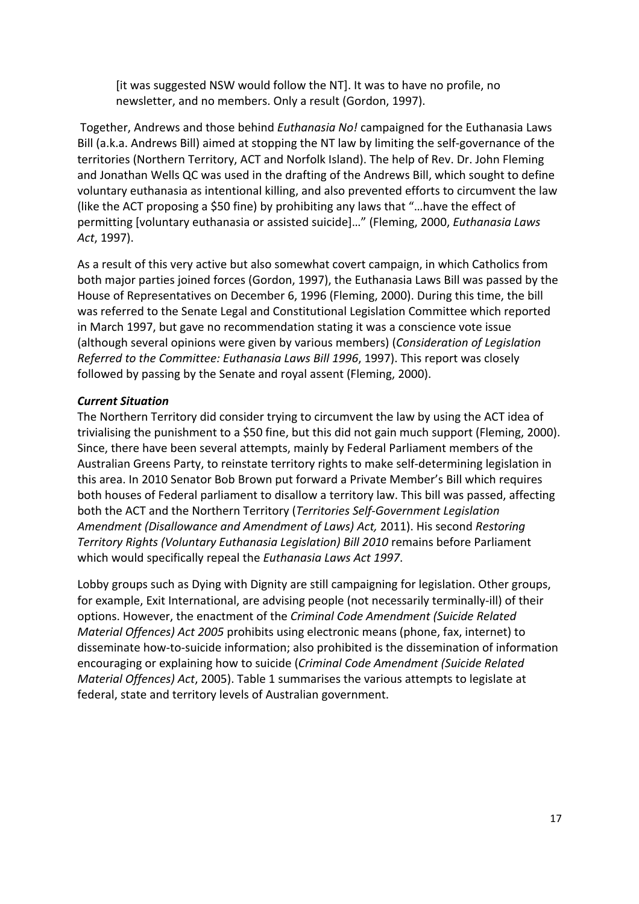[it was suggested NSW would follow the NT]. It was to have no profile, no newsletter, and no members. Only a result (Gordon, 1997).

Together, Andrews and those behind *Euthanasia No!* campaigned for the Euthanasia Laws Bill (a.k.a. Andrews Bill) aimed at stopping the NT law by limiting the self-governance of the territories (Northern Territory, ACT and Norfolk Island). The help of Rev. Dr. John Fleming and Jonathan Wells QC was used in the drafting of the Andrews Bill, which sought to define voluntary euthanasia as intentional killing, and also prevented efforts to circumvent the law (like the ACT proposing a $50 fine) by prohibiting any laws that "…have the effect of permitting [voluntary euthanasia or assisted suicide]…" (Fleming, 2000, *Euthanasia Laws Act*, 1997).

As a result of this very active but also somewhat covert campaign, in which Catholics from both major parties joined forces (Gordon, 1997), the Euthanasia Laws Bill was passed by the House of Representatives on December 6, 1996 (Fleming, 2000). During this time, the bill was referred to the Senate Legal and Constitutional Legislation Committee which reported in March 1997, but gave no recommendation stating it was a conscience vote issue (although several opinions were given by various members) (*Consideration of Legislation Referred to the Committee: Euthanasia Laws Bill 1996*, 1997). This report was closely followed by passing by the Senate and royal assent (Fleming, 2000).

***Current Situation***

The Northern Territory did consider trying to circumvent the law by using the ACT idea of trivialising the punishment to a $50 fine, but this did not gain much support (Fleming, 2000). Since, there have been several attempts, mainly by Federal Parliament members of the Australian Greens Party, to reinstate territory rights to make self-determining legislation in this area. In 2010 Senator Bob Brown put forward a Private Member's Bill which requires both houses of Federal parliament to disallow a territory law. This bill was passed, affecting both the ACT and the Northern Territory (*Territories Self-Government Legislation Amendment (Disallowance and Amendment of Laws) Act,* 2011). His second *Restoring Territory Rights (Voluntary Euthanasia Legislation) Bill 2010* remains before Parliament which would specifically repeal the *Euthanasia Laws Act 1997*.

Lobby groups such as Dying with Dignity are still campaigning for legislation. Other groups, for example, Exit International, are advising people (not necessarily terminally-ill) of their options. However, the enactment of the *Criminal Code Amendment (Suicide Related Material Offences) Act 2005* prohibits using electronic means (phone, fax, internet) to disseminate how-to-suicide information; also prohibited is the dissemination of information encouraging or explaining how to suicide (*Criminal Code Amendment (Suicide Related Material Offences) Act*, 2005). Table 1 summarises the various attempts to legislate at federal, state and territory levels of Australian government.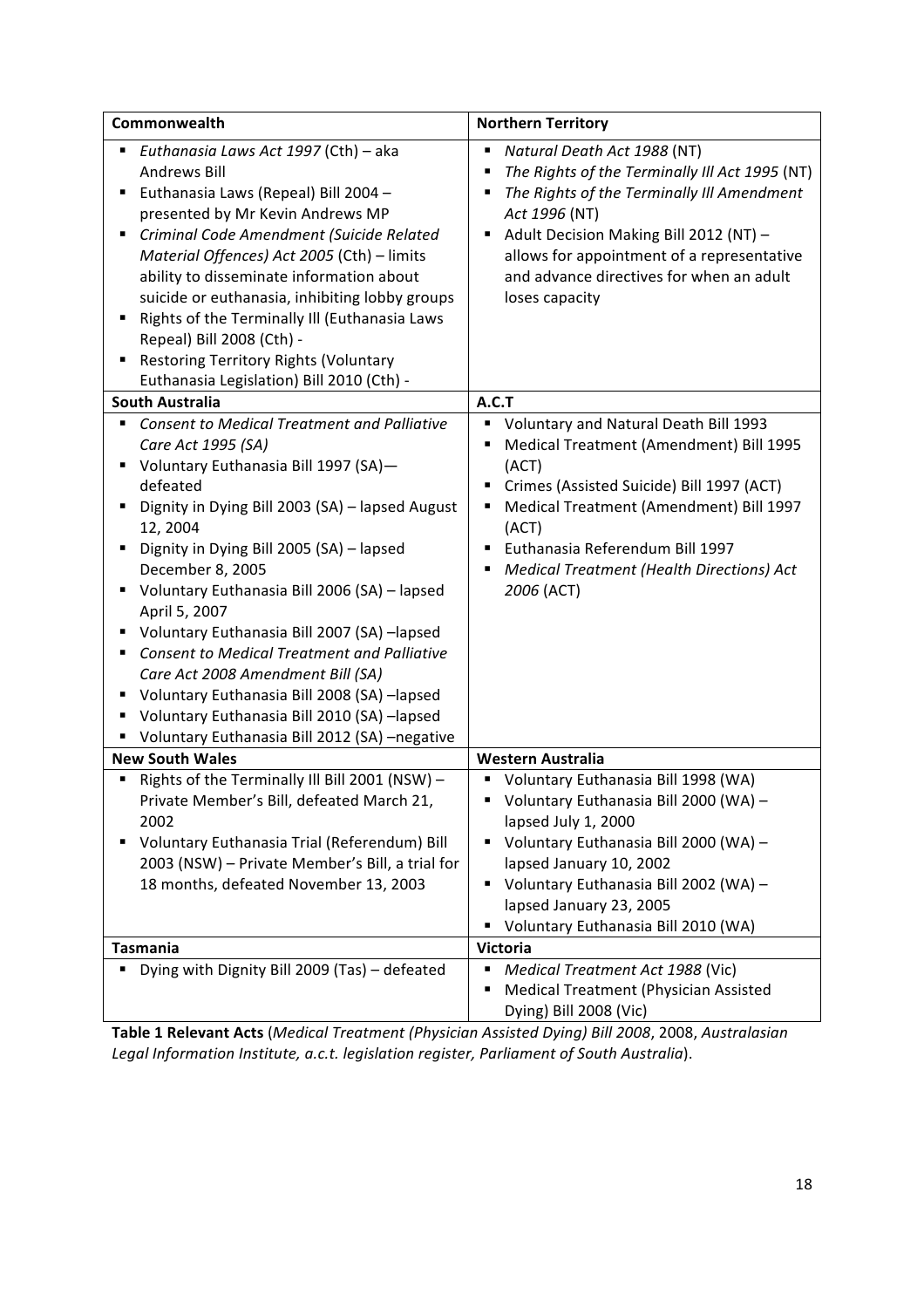| Commonwealth | Northern Territory |
| --- | --- |
| ▪ *Euthanasia Laws Act 1997* (Cth) – aka Andrews Bill<br>▪ Euthanasia Laws (Repeal) Bill 2004 – presented by Mr Kevin Andrews MP<br>▪ *Criminal Code Amendment (Suicide Related Material Offences) Act 2005* (Cth) – limits ability to disseminate information about suicide or euthanasia, inhibiting lobby groups<br>▪ Rights of the Terminally Ill (Euthanasia Laws Repeal) Bill 2008 (Cth) -<br>▪ Restoring Territory Rights (Voluntary Euthanasia Legislation) Bill 2010 (Cth) - | ▪ *Natural Death Act 1988* (NT)<br>▪ *The Rights of the Terminally Ill Act 1995* (NT)<br>▪ *The Rights of the Terminally Ill Amendment Act 1996* (NT)<br>▪ Adult Decision Making Bill 2012 (NT) – allows for appointment of a representative and advance directives for when an adult loses capacity |
| **South Australia** | **A.C.T** |
| ▪ *Consent to Medical Treatment and Palliative Care Act 1995 (SA)*<br>▪ Voluntary Euthanasia Bill 1997 (SA)—defeated<br>▪ Dignity in Dying Bill 2003 (SA) – lapsed August 12, 2004<br>▪ Dignity in Dying Bill 2005 (SA) – lapsed December 8, 2005<br>▪ Voluntary Euthanasia Bill 2006 (SA) – lapsed April 5, 2007<br>▪ Voluntary Euthanasia Bill 2007 (SA) –lapsed<br>▪ *Consent to Medical Treatment and Palliative Care Act 2008 Amendment Bill (SA)*<br>▪ Voluntary Euthanasia Bill 2008 (SA) –lapsed<br>▪ Voluntary Euthanasia Bill 2010 (SA) –lapsed<br>▪ Voluntary Euthanasia Bill 2012 (SA) –negative | ▪ Voluntary and Natural Death Bill 1993<br>▪ Medical Treatment (Amendment) Bill 1995 (ACT)<br>▪ Crimes (Assisted Suicide) Bill 1997 (ACT)<br>▪ Medical Treatment (Amendment) Bill 1997 (ACT)<br>▪ Euthanasia Referendum Bill 1997<br>▪ *Medical Treatment (Health Directions) Act 2006* (ACT) |
| **New South Wales** | **Western Australia** |
| ▪ Rights of the Terminally Ill Bill 2001 (NSW) – Private Member's Bill, defeated March 21, 2002<br>▪ Voluntary Euthanasia Trial (Referendum) Bill 2003 (NSW) – Private Member's Bill, a trial for 18 months, defeated November 13, 2003 | ▪ Voluntary Euthanasia Bill 1998 (WA)<br>▪ Voluntary Euthanasia Bill 2000 (WA) – lapsed July 1, 2000<br>▪ Voluntary Euthanasia Bill 2000 (WA) – lapsed January 10, 2002<br>▪ Voluntary Euthanasia Bill 2002 (WA) – lapsed January 23, 2005<br>▪ Voluntary Euthanasia Bill 2010 (WA) |
| **Tasmania** | **Victoria** |
| ▪ Dying with Dignity Bill 2009 (Tas) – defeated | ▪ *Medical Treatment Act 1988* (Vic)<br>▪ Medical Treatment (Physician Assisted Dying) Bill 2008 (Vic) |

**Table 1 Relevant Acts** (*Medical Treatment (Physician Assisted Dying) Bill 2008*, 2008, *Australasian Legal Information Institute, a.c.t. legislation register, Parliament of South Australia*).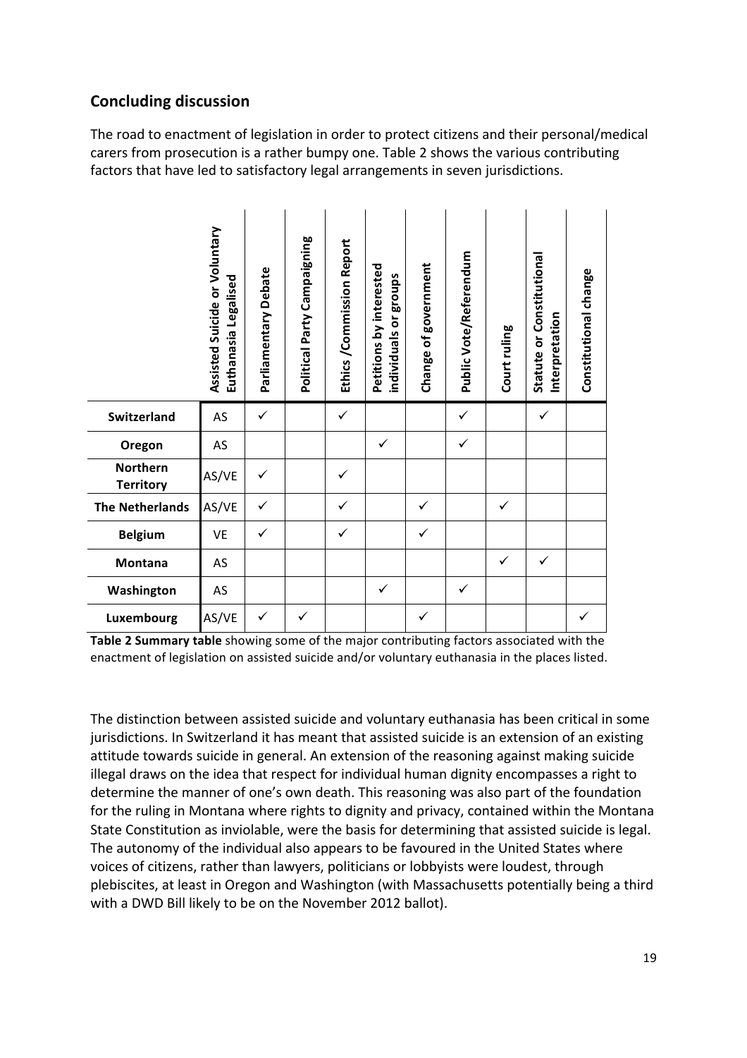## Concluding discussion

The road to enactment of legislation in order to protect citizens and their personal/medical carers from prosecution is a rather bumpy one. Table 2 shows the various contributing factors that have led to satisfactory legal arrangements in seven jurisdictions.

| | Assisted Suicide or Voluntary Euthanasia Legalised | Parliamentary Debate | Political Party Campaigning | Ethics /Commission Report | Petitions by interested individuals or groups | Change of government | Public Vote/Referendum | Court ruling | Statute or Constitutional Interpretation | Constitutional change |
|---|---|---|---|---|---|---|---|---|---|---|
| **Switzerland** | AS | ✓ | | ✓ | | | ✓ | | ✓ | |
| **Oregon** | AS | | | | ✓ | | ✓ | | | |
| **Northern Territory** | AS/VE | ✓ | | ✓ | | | | | | |
| **The Netherlands** | AS/VE | ✓ | | ✓ | | ✓ | | ✓ | | |
| **Belgium** | VE | ✓ | | ✓ | | ✓ | | | | |
| **Montana** | AS | | | | | | | ✓ | ✓ | |
| **Washington** | AS | | | | ✓ | | ✓ | | | |
| **Luxembourg** | AS/VE | ✓ | ✓ | | | ✓ | | | | ✓ |

**Table 2 Summary table** showing some of the major contributing factors associated with the enactment of legislation on assisted suicide and/or voluntary euthanasia in the places listed.

The distinction between assisted suicide and voluntary euthanasia has been critical in some jurisdictions. In Switzerland it has meant that assisted suicide is an extension of an existing attitude towards suicide in general. An extension of the reasoning against making suicide illegal draws on the idea that respect for individual human dignity encompasses a right to determine the manner of one's own death. This reasoning was also part of the foundation for the ruling in Montana where rights to dignity and privacy, contained within the Montana State Constitution as inviolable, were the basis for determining that assisted suicide is legal. The autonomy of the individual also appears to be favoured in the United States where voices of citizens, rather than lawyers, politicians or lobbyists were loudest, through plebiscites, at least in Oregon and Washington (with Massachusetts potentially being a third with a DWD Bill likely to be on the November 2012 ballot).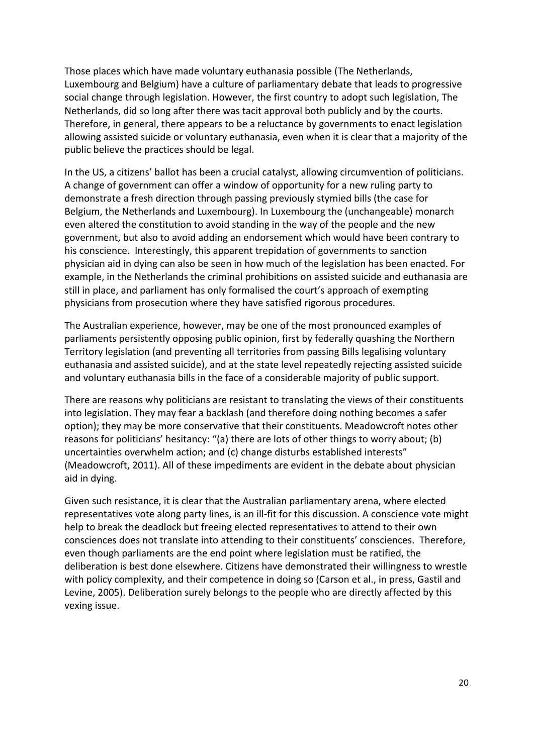Those places which have made voluntary euthanasia possible (The Netherlands, Luxembourg and Belgium) have a culture of parliamentary debate that leads to progressive social change through legislation. However, the first country to adopt such legislation, The Netherlands, did so long after there was tacit approval both publicly and by the courts. Therefore, in general, there appears to be a reluctance by governments to enact legislation allowing assisted suicide or voluntary euthanasia, even when it is clear that a majority of the public believe the practices should be legal.

In the US, a citizens' ballot has been a crucial catalyst, allowing circumvention of politicians. A change of government can offer a window of opportunity for a new ruling party to demonstrate a fresh direction through passing previously stymied bills (the case for Belgium, the Netherlands and Luxembourg). In Luxembourg the (unchangeable) monarch even altered the constitution to avoid standing in the way of the people and the new government, but also to avoid adding an endorsement which would have been contrary to his conscience. Interestingly, this apparent trepidation of governments to sanction physician aid in dying can also be seen in how much of the legislation has been enacted. For example, in the Netherlands the criminal prohibitions on assisted suicide and euthanasia are still in place, and parliament has only formalised the court's approach of exempting physicians from prosecution where they have satisfied rigorous procedures.

The Australian experience, however, may be one of the most pronounced examples of parliaments persistently opposing public opinion, first by federally quashing the Northern Territory legislation (and preventing all territories from passing Bills legalising voluntary euthanasia and assisted suicide), and at the state level repeatedly rejecting assisted suicide and voluntary euthanasia bills in the face of a considerable majority of public support.

There are reasons why politicians are resistant to translating the views of their constituents into legislation. They may fear a backlash (and therefore doing nothing becomes a safer option); they may be more conservative that their constituents. Meadowcroft notes other reasons for politicians' hesitancy: "(a) there are lots of other things to worry about; (b) uncertainties overwhelm action; and (c) change disturbs established interests" (Meadowcroft, 2011). All of these impediments are evident in the debate about physician aid in dying.

Given such resistance, it is clear that the Australian parliamentary arena, where elected representatives vote along party lines, is an ill-fit for this discussion. A conscience vote might help to break the deadlock but freeing elected representatives to attend to their own consciences does not translate into attending to their constituents' consciences. Therefore, even though parliaments are the end point where legislation must be ratified, the deliberation is best done elsewhere. Citizens have demonstrated their willingness to wrestle with policy complexity, and their competence in doing so (Carson et al., in press, Gastil and Levine, 2005). Deliberation surely belongs to the people who are directly affected by this vexing issue.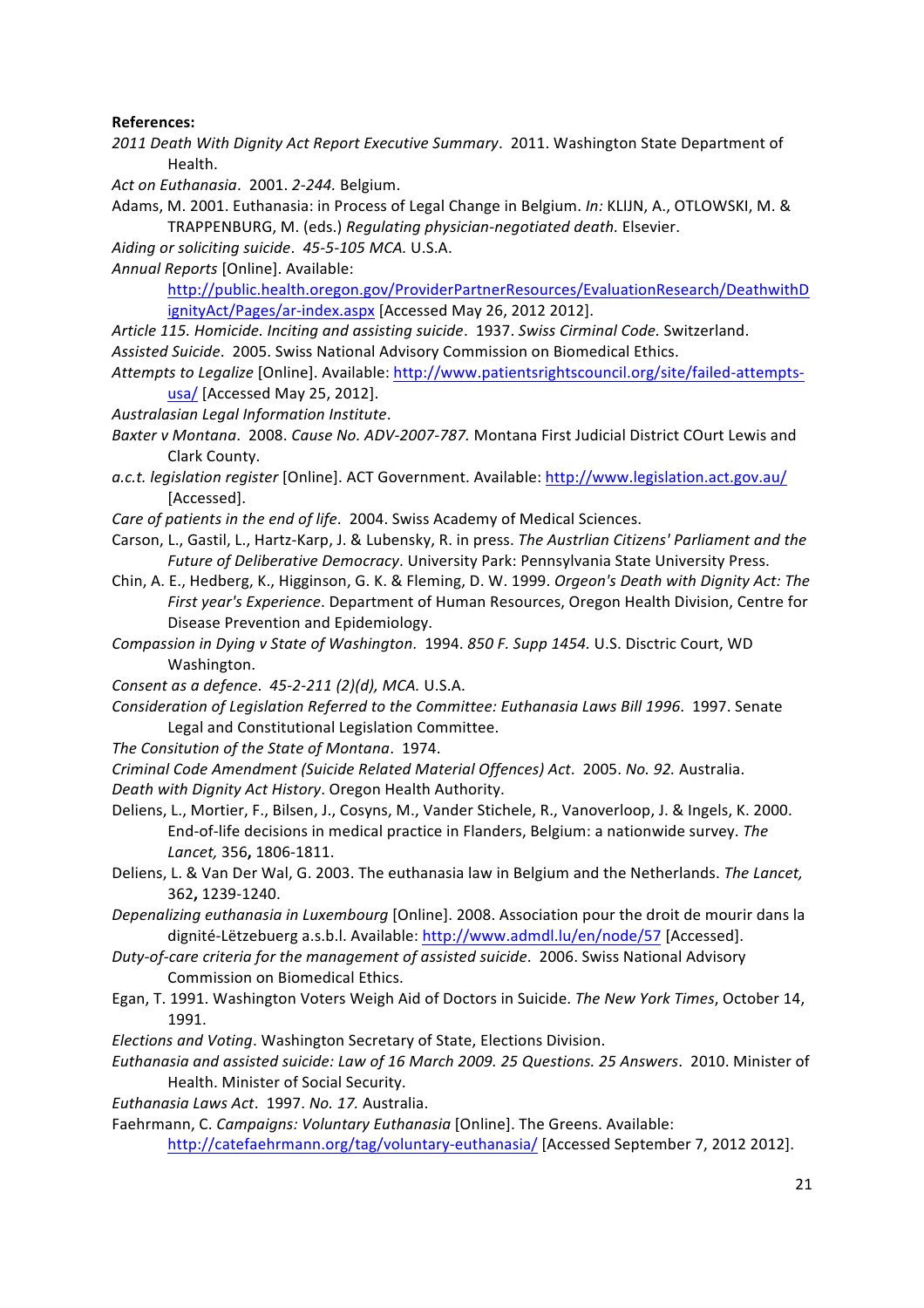**References:**

*2011 Death With Dignity Act Report Executive Summary*. 2011. Washington State Department of Health.

*Act on Euthanasia*. 2001. *2-244.* Belgium.

Adams, M. 2001. Euthanasia: in Process of Legal Change in Belgium. *In:* KLIJN, A., OTLOWSKI, M. & TRAPPENBURG, M. (eds.) *Regulating physician-negotiated death.* Elsevier.

*Aiding or soliciting suicide*. *45-5-105 MCA.* U.S.A.

*Annual Reports* [Online]. Available: http://public.health.oregon.gov/ProviderPartnerResources/EvaluationResearch/DeathwithDignityAct/Pages/ar-index.aspx [Accessed May 26, 2012 2012].

*Article 115. Homicide. Inciting and assisting suicide*. 1937. *Swiss Cirminal Code.* Switzerland.

*Assisted Suicide*. 2005. Swiss National Advisory Commission on Biomedical Ethics.

*Attempts to Legalize* [Online]. Available: http://www.patientsrightscouncil.org/site/failed-attempts-usa/ [Accessed May 25, 2012].

*Australasian Legal Information Institute*.

*Baxter v Montana*. 2008. *Cause No. ADV-2007-787.* Montana First Judicial District COurt Lewis and Clark County.

*a.c.t. legislation register* [Online]. ACT Government. Available: http://www.legislation.act.gov.au/ [Accessed].

*Care of patients in the end of life*. 2004. Swiss Academy of Medical Sciences.

Carson, L., Gastil, L., Hartz-Karp, J. & Lubensky, R. in press. *The Austrlian Citizens' Parliament and the Future of Deliberative Democracy*. University Park: Pennsylvania State University Press.

Chin, A. E., Hedberg, K., Higginson, G. K. & Fleming, D. W. 1999. *Orgeon's Death with Dignity Act: The First year's Experience*. Department of Human Resources, Oregon Health Division, Centre for Disease Prevention and Epidemiology.

*Compassion in Dying v State of Washington*. 1994. *850 F. Supp 1454.* U.S. Disctric Court, WD Washington.

*Consent as a defence*. *45-2-211 (2)(d), MCA.* U.S.A.

*Consideration of Legislation Referred to the Committee: Euthanasia Laws Bill 1996*. 1997. Senate Legal and Constitutional Legislation Committee.

*The Consitution of the State of Montana*. 1974.

*Criminal Code Amendment (Suicide Related Material Offences) Act*. 2005. *No. 92.* Australia.

*Death with Dignity Act History*. Oregon Health Authority.

Deliens, L., Mortier, F., Bilsen, J., Cosyns, M., Vander Stichele, R., Vanoverloop, J. & Ingels, K. 2000. End-of-life decisions in medical practice in Flanders, Belgium: a nationwide survey. *The Lancet,* 356**,** 1806-1811.

Deliens, L. & Van Der Wal, G. 2003. The euthanasia law in Belgium and the Netherlands. *The Lancet,* 362**,** 1239-1240.

*Depenalizing euthanasia in Luxembourg* [Online]. 2008. Association pour the droit de mourir dans la dignité-Lëtzebuerg a.s.b.l. Available: http://www.admdl.lu/en/node/57 [Accessed].

*Duty-of-care criteria for the management of assisted suicide*. 2006. Swiss National Advisory Commission on Biomedical Ethics.

Egan, T. 1991. Washington Voters Weigh Aid of Doctors in Suicide. *The New York Times*, October 14, 1991.

*Elections and Voting*. Washington Secretary of State, Elections Division.

*Euthanasia and assisted suicide: Law of 16 March 2009. 25 Questions. 25 Answers*. 2010. Minister of Health. Minister of Social Security.

*Euthanasia Laws Act*. 1997. *No. 17.* Australia.

Faehrmann, C. *Campaigns: Voluntary Euthanasia* [Online]. The Greens. Available: http://catefaehrmann.org/tag/voluntary-euthanasia/ [Accessed September 7, 2012 2012].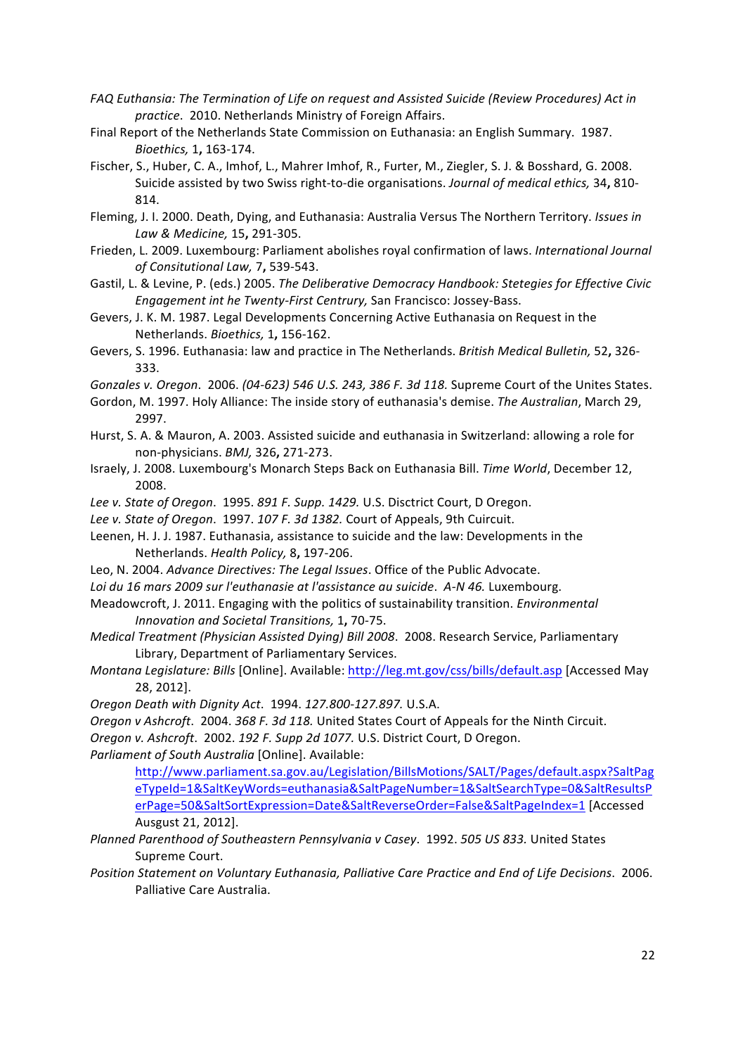*FAQ Euthanasia: The Termination of Life on request and Assisted Suicide (Review Procedures) Act in practice*. 2010. Netherlands Ministry of Foreign Affairs.

Final Report of the Netherlands State Commission on Euthanasia: an English Summary. 1987. *Bioethics,* 1**,** 163-174.

Fischer, S., Huber, C. A., Imhof, L., Mahrer Imhof, R., Furter, M., Ziegler, S. J. & Bosshard, G. 2008. Suicide assisted by two Swiss right-to-die organisations. *Journal of medical ethics,* 34**,** 810-814.

Fleming, J. I. 2000. Death, Dying, and Euthanasia: Australia Versus The Northern Territory. *Issues in Law & Medicine,* 15**,** 291-305.

Frieden, L. 2009. Luxembourg: Parliament abolishes royal confirmation of laws. *International Journal of Consitutional Law,* 7**,** 539-543.

Gastil, L. & Levine, P. (eds.) 2005. *The Deliberative Democracy Handbook: Stetegies for Effective Civic Engagement int he Twenty-First Centrury,* San Francisco: Jossey-Bass.

Gevers, J. K. M. 1987. Legal Developments Concerning Active Euthanasia on Request in the Netherlands. *Bioethics,* 1**,** 156-162.

Gevers, S. 1996. Euthanasia: law and practice in The Netherlands. *British Medical Bulletin,* 52**,** 326-333.

*Gonzales v. Oregon*. 2006. *(04-623) 546 U.S. 243, 386 F. 3d 118.* Supreme Court of the Unites States.

Gordon, M. 1997. Holy Alliance: The inside story of euthanasia's demise. *The Australian*, March 29, 2997.

Hurst, S. A. & Mauron, A. 2003. Assisted suicide and euthanasia in Switzerland: allowing a role for non-physicians. *BMJ,* 326**,** 271-273.

Israely, J. 2008. Luxembourg's Monarch Steps Back on Euthanasia Bill. *Time World*, December 12, 2008.

*Lee v. State of Oregon*. 1995. *891 F. Supp. 1429.* U.S. Disctrict Court, D Oregon.

*Lee v. State of Oregon*. 1997. *107 F. 3d 1382.* Court of Appeals, 9th Cuircuit.

Leenen, H. J. J. 1987. Euthanasia, assistance to suicide and the law: Developments in the Netherlands. *Health Policy,* 8**,** 197-206.

Leo, N. 2004. *Advance Directives: The Legal Issues*. Office of the Public Advocate.

*Loi du 16 mars 2009 sur l'euthanasie at l'assistance au suicide*. *A-N 46.* Luxembourg.

Meadowcroft, J. 2011. Engaging with the politics of sustainability transition. *Environmental Innovation and Societal Transitions,* 1**,** 70-75.

*Medical Treatment (Physician Assisted Dying) Bill 2008*. 2008. Research Service, Parliamentary Library, Department of Parliamentary Services.

*Montana Legislature: Bills* [Online]. Available: http://leg.mt.gov/css/bills/default.asp [Accessed May 28, 2012].

*Oregon Death with Dignity Act*. 1994. *127.800-127.897.* U.S.A.

*Oregon v Ashcroft*. 2004. *368 F. 3d 118.* United States Court of Appeals for the Ninth Circuit.

*Oregon v. Ashcroft*. 2002. *192 F. Supp 2d 1077.* U.S. District Court, D Oregon.

*Parliament of South Australia* [Online]. Available: http://www.parliament.sa.gov.au/Legislation/BillsMotions/SALT/Pages/default.aspx?SaltPageTypeId=1&SaltKeyWords=euthanasia&SaltPageNumber=1&SaltSearchType=0&SaltResultsPerPage=50&SaltSortExpression=Date&SaltReverseOrder=False&SaltPageIndex=1 [Accessed Ausgust 21, 2012].

*Planned Parenthood of Southeastern Pennsylvania v Casey*. 1992. *505 US 833.* United States Supreme Court.

*Position Statement on Voluntary Euthanasia, Palliative Care Practice and End of Life Decisions*. 2006. Palliative Care Australia.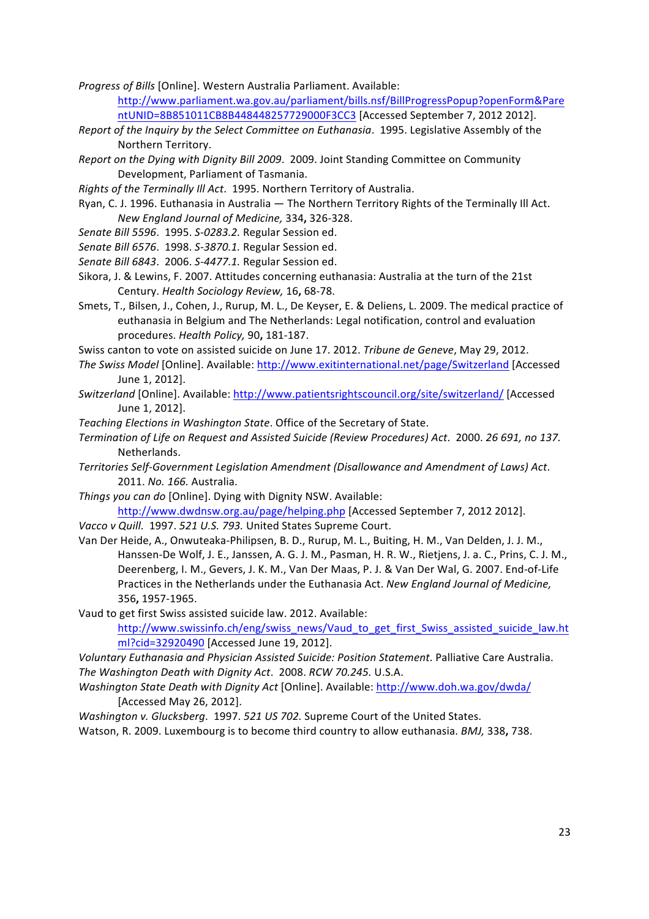*Progress of Bills* [Online]. Western Australia Parliament. Available: http://www.parliament.wa.gov.au/parliament/bills.nsf/BillProgressPopup?openForm&ParentUNID=8B851011CB8B448448257729000F3CC3 [Accessed September 7, 2012 2012].

*Report of the Inquiry by the Select Committee on Euthanasia*. 1995. Legislative Assembly of the Northern Territory.

*Report on the Dying with Dignity Bill 2009*. 2009. Joint Standing Committee on Community Development, Parliament of Tasmania.

*Rights of the Terminally Ill Act*. 1995. Northern Territory of Australia.

Ryan, C. J. 1996. Euthanasia in Australia — The Northern Territory Rights of the Terminally Ill Act. *New England Journal of Medicine,* 334**,** 326-328.

*Senate Bill 5596*. 1995. *S-0283.2.* Regular Session ed.

*Senate Bill 6576*. 1998. *S-3870.1.* Regular Session ed.

*Senate Bill 6843*. 2006. *S-4477.1.* Regular Session ed.

Sikora, J. & Lewins, F. 2007. Attitudes concerning euthanasia: Australia at the turn of the 21st Century. *Health Sociology Review,* 16**,** 68-78.

Smets, T., Bilsen, J., Cohen, J., Rurup, M. L., De Keyser, E. & Deliens, L. 2009. The medical practice of euthanasia in Belgium and The Netherlands: Legal notification, control and evaluation procedures. *Health Policy,* 90**,** 181-187.

Swiss canton to vote on assisted suicide on June 17. 2012. *Tribune de Geneve*, May 29, 2012.

*The Swiss Model* [Online]. Available: http://www.exitinternational.net/page/Switzerland [Accessed June 1, 2012].

*Switzerland* [Online]. Available: http://www.patientsrightscouncil.org/site/switzerland/ [Accessed June 1, 2012].

*Teaching Elections in Washington State*. Office of the Secretary of State.

*Termination of Life on Request and Assisted Suicide (Review Procedures) Act*. 2000. *26 691, no 137.* Netherlands.

*Territories Self-Government Legislation Amendment (Disallowance and Amendment of Laws) Act*. 2011. *No. 166.* Australia.

*Things you can do* [Online]. Dying with Dignity NSW. Available: http://www.dwdnsw.org.au/page/helping.php [Accessed September 7, 2012 2012].

*Vacco v Quill*. 1997. *521 U.S. 793.* United States Supreme Court.

Van Der Heide, A., Onwuteaka-Philipsen, B. D., Rurup, M. L., Buiting, H. M., Van Delden, J. J. M., Hanssen-De Wolf, J. E., Janssen, A. G. J. M., Pasman, H. R. W., Rietjens, J. a. C., Prins, C. J. M., Deerenberg, I. M., Gevers, J. K. M., Van Der Maas, P. J. & Van Der Wal, G. 2007. End-of-Life Practices in the Netherlands under the Euthanasia Act. *New England Journal of Medicine,* 356**,** 1957-1965.

Vaud to get first Swiss assisted suicide law. 2012. Available: http://www.swissinfo.ch/eng/swiss_news/Vaud_to_get_first_Swiss_assisted_suicide_law.html?cid=32920490 [Accessed June 19, 2012].

*Voluntary Euthanasia and Physician Assisted Suicide: Position Statement*. Palliative Care Australia.

*The Washington Death with Dignity Act*. 2008. *RCW 70.245.* U.S.A.

*Washington State Death with Dignity Act* [Online]. Available: http://www.doh.wa.gov/dwda/ [Accessed May 26, 2012].

*Washington v. Glucksberg*. 1997. *521 US 702.* Supreme Court of the United States.

Watson, R. 2009. Luxembourg is to become third country to allow euthanasia. *BMJ,* 338**,** 738.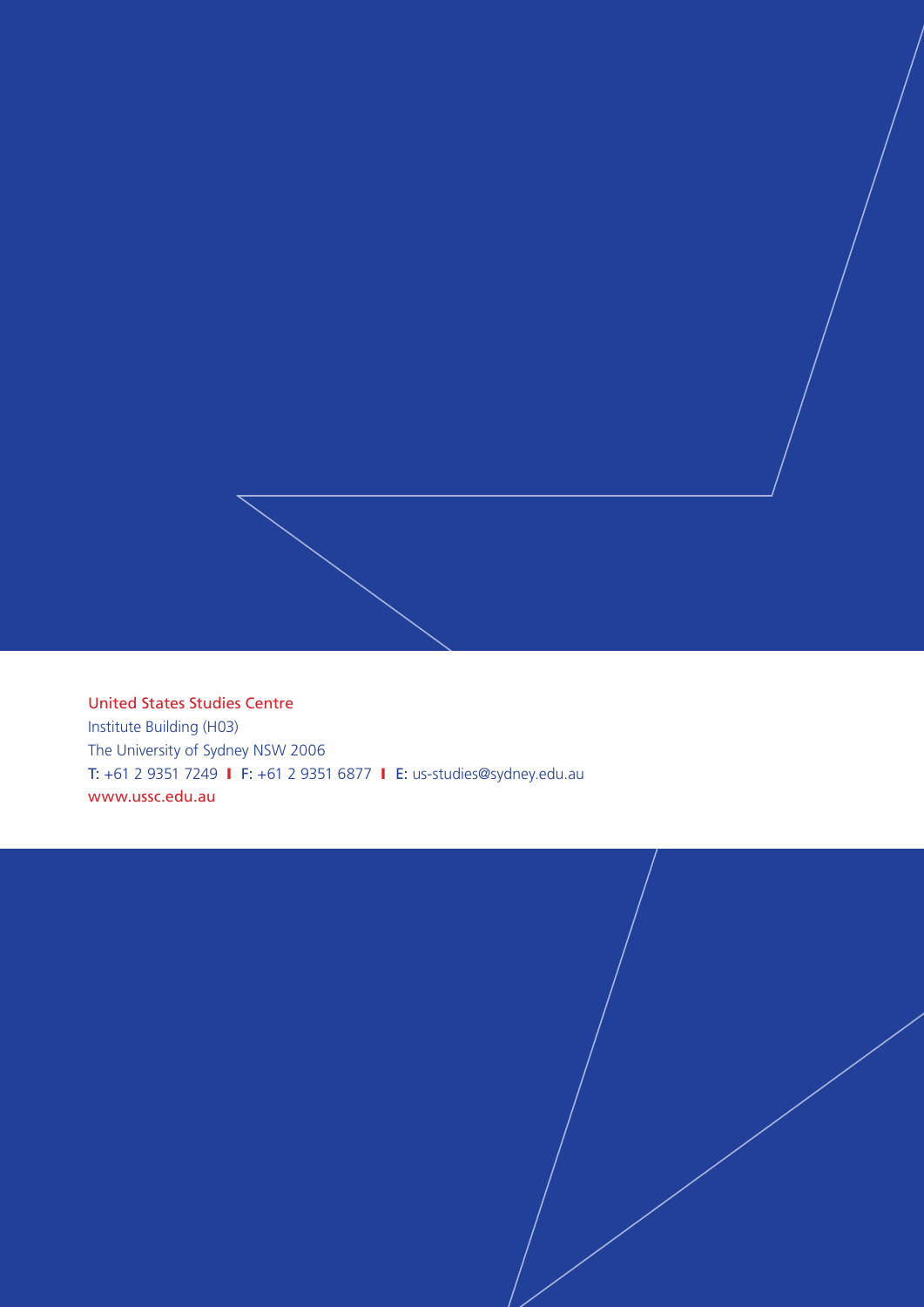United States Studies Centre
Institute Building (H03)
The University of Sydney NSW 2006
T: +61 2 9351 7249 I F: +61 2 9351 6877 I E: us-studies@sydney.edu.au
www.ussc.edu.au